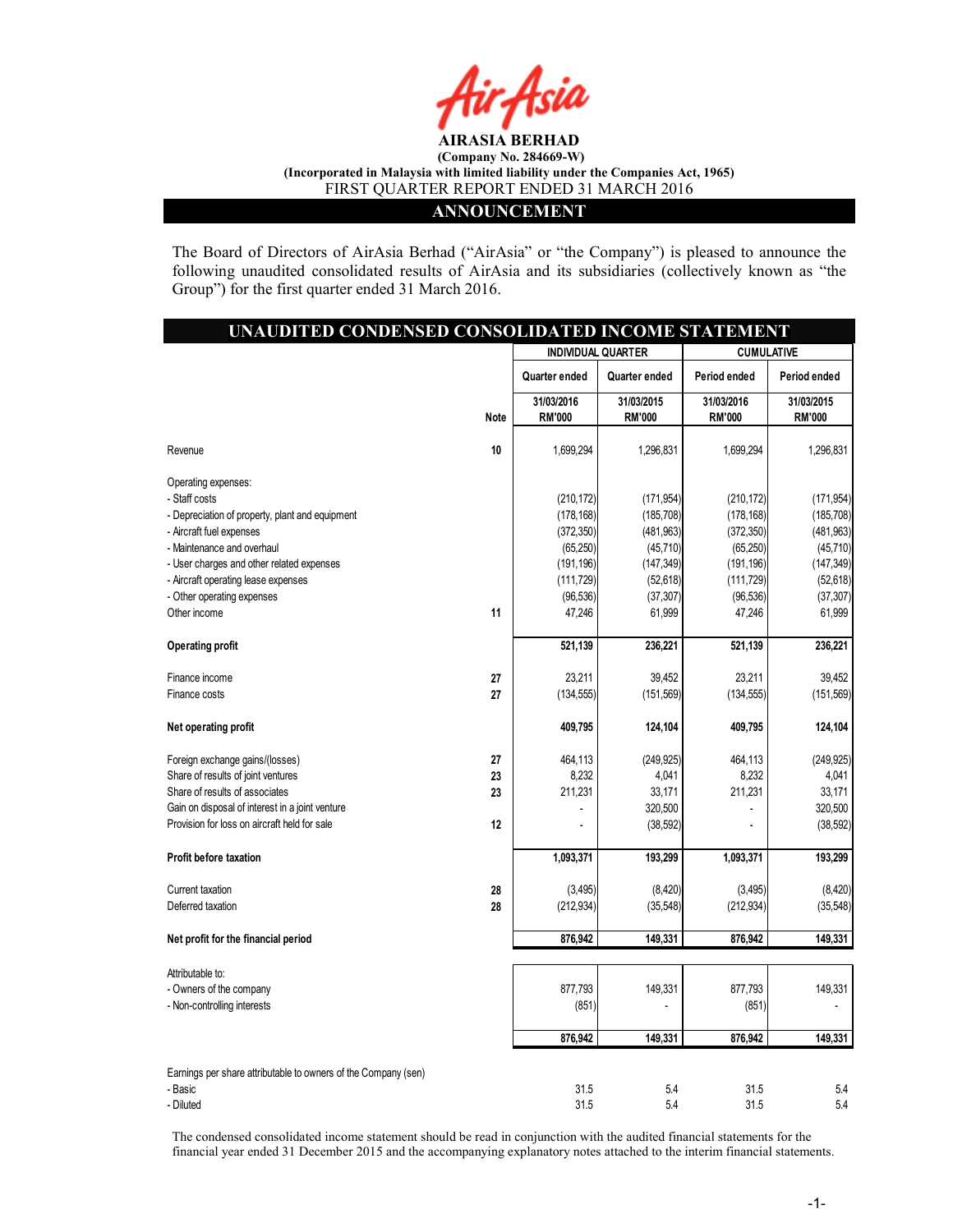**AIRASIA BERHAD**

**(Company No. 284669-W)**

**(Incorporated in Malaysia with limited liability under the Companies Act, 1965)**

FIRST QUARTER REPORT ENDED 31 MARCH 2016

## ANNOUNCEMENT

The Board of Directors of AirAsia Berhad ("AirAsia" or "the Company") is pleased to announce the following unaudited consolidated results of AirAsia and its subsidiaries (collectively known as "the Group") for the first quarter ended 31 March 2016.

## UNAUDITED CONDENSED CONSOLIDATED INCOME STATEMENT

| | | INDIVIDUAL QUARTER | | CUMULATIVE | |
|---|---|---|---|---|---|
| | | Quarter ended | Quarter ended | Period ended | Period ended |
| | Note | 31/03/2016 RM'000 | 31/03/2015 RM'000 | 31/03/2016 RM'000 | 31/03/2015 RM'000 |
| Revenue | 10 | 1,699,294 | 1,296,831 | 1,699,294 | 1,296,831 |
| Operating expenses: | | | | | |
| - Staff costs | | (210,172) | (171,954) | (210,172) | (171,954) |
| - Depreciation of property, plant and equipment | | (178,168) | (185,708) | (178,168) | (185,708) |
| - Aircraft fuel expenses | | (372,350) | (481,963) | (372,350) | (481,963) |
| - Maintenance and overhaul | | (65,250) | (45,710) | (65,250) | (45,710) |
| - User charges and other related expenses | | (191,196) | (147,349) | (191,196) | (147,349) |
| - Aircraft operating lease expenses | | (111,729) | (52,618) | (111,729) | (52,618) |
| - Other operating expenses | | (96,536) | (37,307) | (96,536) | (37,307) |
| Other income | 11 | 47,246 | 61,999 | 47,246 | 61,999 |
| **Operating profit** | | **521,139** | **236,221** | **521,139** | **236,221** |
| Finance income | 27 | 23,211 | 39,452 | 23,211 | 39,452 |
| Finance costs | 27 | (134,555) | (151,569) | (134,555) | (151,569) |
| **Net operating profit** | | **409,795** | **124,104** | **409,795** | **124,104** |
| Foreign exchange gains/(losses) | 27 | 464,113 | (249,925) | 464,113 | (249,925) |
| Share of results of joint ventures | 23 | 8,232 | 4,041 | 8,232 | 4,041 |
| Share of results of associates | 23 | 211,231 | 33,171 | 211,231 | 33,171 |
| Gain on disposal of interest in a joint venture | | - | 320,500 | - | 320,500 |
| Provision for loss on aircraft held for sale | 12 | - | (38,592) | - | (38,592) |
| **Profit before taxation** | | **1,093,371** | **193,299** | **1,093,371** | **193,299** |
| Current taxation | 28 | (3,495) | (8,420) | (3,495) | (8,420) |
| Deferred taxation | 28 | (212,934) | (35,548) | (212,934) | (35,548) |
| **Net profit for the financial period** | | **876,942** | **149,331** | **876,942** | **149,331** |
| Attributable to: | | | | | |
| - Owners of the company | | 877,793 | 149,331 | 877,793 | 149,331 |
| - Non-controlling interests | | (851) | - | (851) | - |
| | | **876,942** | **149,331** | **876,942** | **149,331** |
| Earnings per share attributable to owners of the Company (sen) | | | | | |
| - Basic | | 31.5 | 5.4 | 31.5 | 5.4 |
| - Diluted | | 31.5 | 5.4 | 31.5 | 5.4 |

The condensed consolidated income statement should be read in conjunction with the audited financial statements for the financial year ended 31 December 2015 and the accompanying explanatory notes attached to the interim financial statements.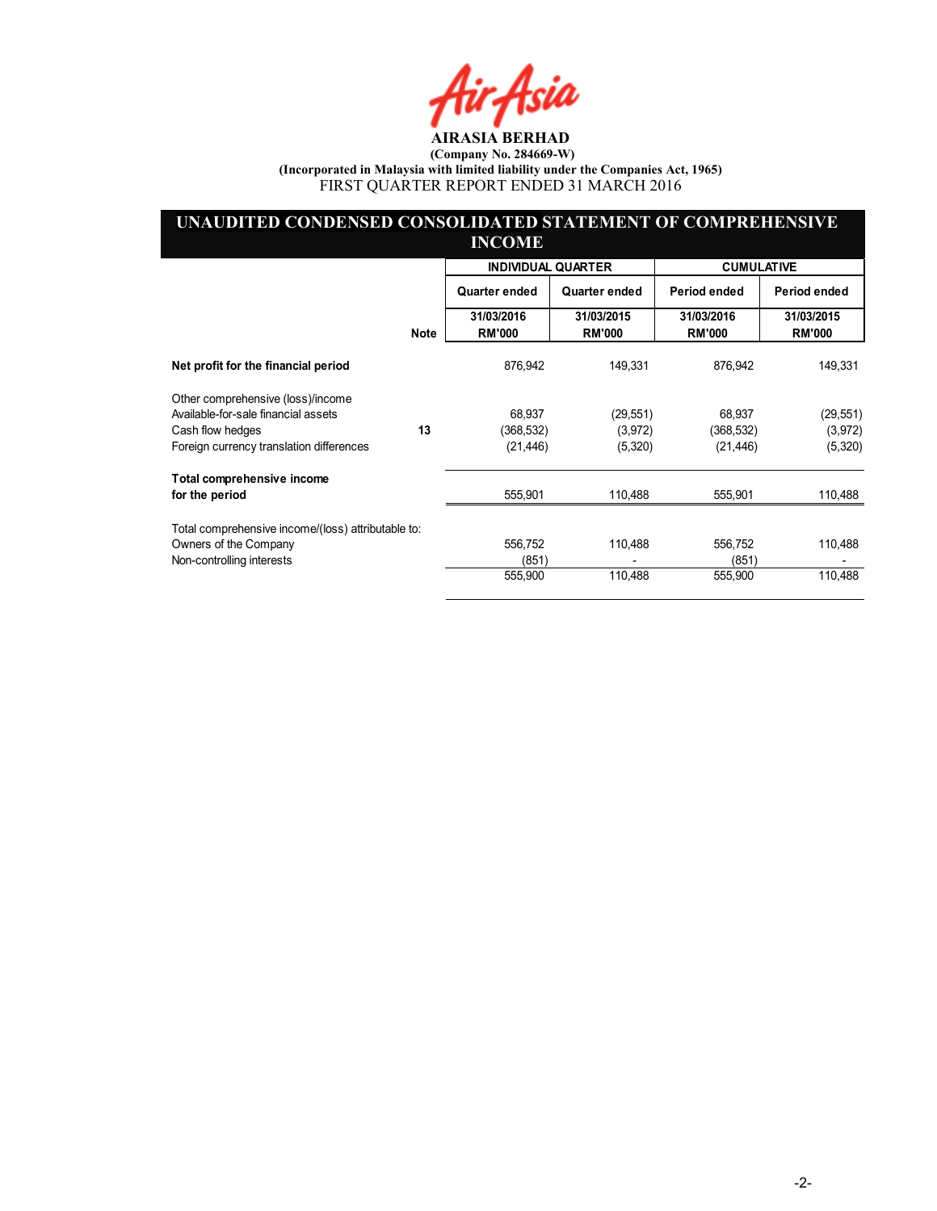**AIRASIA BERHAD**

**(Company No. 284669-W)**

**(Incorporated in Malaysia with limited liability under the Companies Act, 1965)**

FIRST QUARTER REPORT ENDED 31 MARCH 2016

## UNAUDITED CONDENSED CONSOLIDATED STATEMENT OF COMPREHENSIVE INCOME

| | Note | INDIVIDUAL QUARTER | | CUMULATIVE | |
|---|---|---|---|---|---|
| | | Quarter ended | Quarter ended | Period ended | Period ended |
| | | 31/03/2016 RM'000 | 31/03/2015 RM'000 | 31/03/2016 RM'000 | 31/03/2015 RM'000 |
| **Net profit for the financial period** | | 876,942 | 149,331 | 876,942 | 149,331 |
| Other comprehensive (loss)/income | | | | | |
| Available-for-sale financial assets | | 68,937 | (29,551) | 68,937 | (29,551) |
| Cash flow hedges | 13 | (368,532) | (3,972) | (368,532) | (3,972) |
| Foreign currency translation differences | | (21,446) | (5,320) | (21,446) | (5,320) |
| **Total comprehensive income for the period** | | 555,901 | 110,488 | 555,901 | 110,488 |
| Total comprehensive income/(loss) attributable to: | | | | | |
| Owners of the Company | | 556,752 | 110,488 | 556,752 | 110,488 |
| Non-controlling interests | | (851) | - | (851) | - |
| | | 555,900 | 110,488 | 555,900 | 110,488 |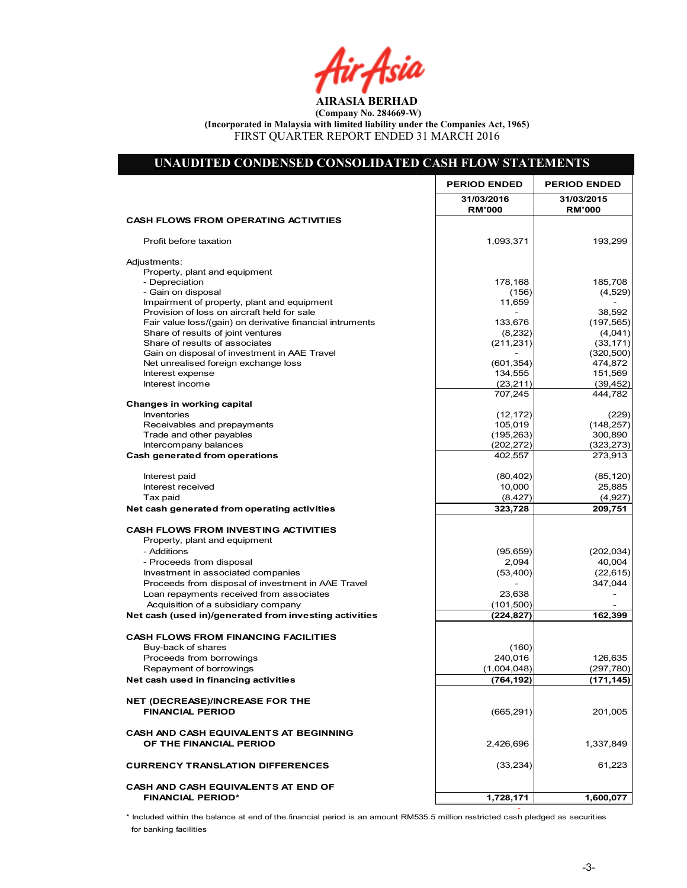# AIRASIA BERHAD

**(Company No. 284669-W)**

**(Incorporated in Malaysia with limited liability under the Companies Act, 1965)**

FIRST QUARTER REPORT ENDED 31 MARCH 2016

## UNAUDITED CONDENSED CONSOLIDATED CASH FLOW STATEMENTS

| | PERIOD ENDED 31/03/2016 RM'000 | PERIOD ENDED 31/03/2015 RM'000 |
|---|---|---|
| **CASH FLOWS FROM OPERATING ACTIVITIES** | | |
| Profit before taxation | 1,093,371 | 193,299 |
| Adjustments: | | |
| Property, plant and equipment | | |
| - Depreciation | 178,168 | 185,708 |
| - Gain on disposal | (156) | (4,529) |
| Impairment of property, plant and equipment | 11,659 | - |
| Provision of loss on aircraft held for sale | - | 38,592 |
| Fair value loss/(gain) on derivative financial intruments | 133,676 | (197,565) |
| Share of results of joint ventures | (8,232) | (4,041) |
| Share of results of associates | (211,231) | (33,171) |
| Gain on disposal of investment in AAE Travel | - | (320,500) |
| Net unrealised foreign exchange loss | (601,354) | 474,872 |
| Interest expense | 134,555 | 151,569 |
| Interest income | (23,211) | (39,452) |
| | 707,245 | 444,782 |
| **Changes in working capital** | | |
| Inventories | (12,172) | (229) |
| Receivables and prepayments | 105,019 | (148,257) |
| Trade and other payables | (195,263) | 300,890 |
| Intercompany balances | (202,272) | (323,273) |
| **Cash generated from operations** | 402,557 | 273,913 |
| Interest paid | (80,402) | (85,120) |
| Interest received | 10,000 | 25,885 |
| Tax paid | (8,427) | (4,927) |
| **Net cash generated from operating activities** | **323,728** | **209,751** |
| **CASH FLOWS FROM INVESTING ACTIVITIES** | | |
| Property, plant and equipment | | |
| - Additions | (95,659) | (202,034) |
| - Proceeds from disposal | 2,094 | 40,004 |
| Investment in associated companies | (53,400) | (22,615) |
| Proceeds from disposal of investment in AAE Travel | - | 347,044 |
| Loan repayments received from associates | 23,638 | - |
| Acquisition of a subsidiary company | (101,500) | - |
| **Net cash (used in)/generated from investing activities** | **(224,827)** | **162,399** |
| **CASH FLOWS FROM FINANCING FACILITIES** | | |
| Buy-back of shares | (160) | |
| Proceeds from borrowings | 240,016 | 126,635 |
| Repayment of borrowings | (1,004,048) | (297,780) |
| **Net cash used in financing activities** | **(764,192)** | **(171,145)** |
| **NET (DECREASE)/INCREASE FOR THE FINANCIAL PERIOD** | (665,291) | 201,005 |
| **CASH AND CASH EQUIVALENTS AT BEGINNING OF THE FINANCIAL PERIOD** | 2,426,696 | 1,337,849 |
| **CURRENCY TRANSLATION DIFFERENCES** | (33,234) | 61,223 |
| **CASH AND CASH EQUIVALENTS AT END OF FINANCIAL PERIOD*** | **1,728,171** | **1,600,077** |

* Included within the balance at end of the financial period is an amount RM535.5 million restricted cash pledged as securities for banking facilities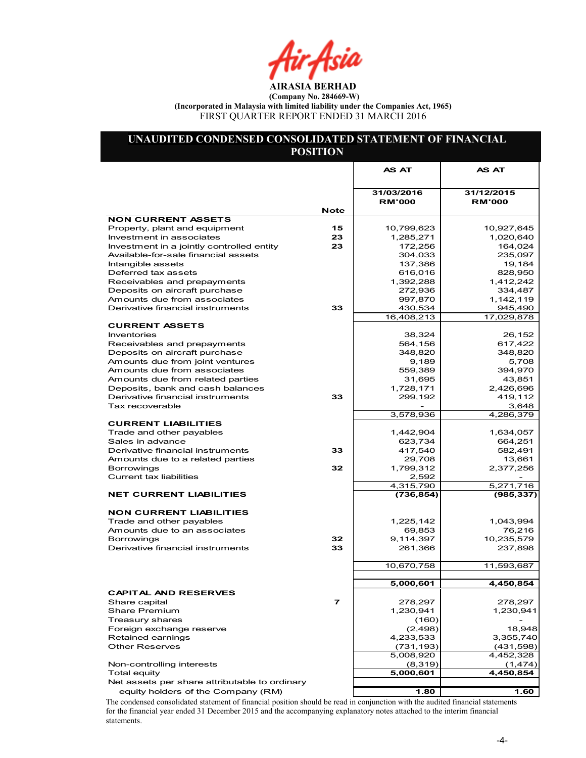**AIRASIA BERHAD**
**(Company No. 284669-W)**
**(Incorporated in Malaysia with limited liability under the Companies Act, 1965)**
FIRST QUARTER REPORT ENDED 31 MARCH 2016

## UNAUDITED CONDENSED CONSOLIDATED STATEMENT OF FINANCIAL POSITION

| | Note | AS AT 31/03/2016 RM'000 | AS AT 31/12/2015 RM'000 |
|---|---|---|---|
| **NON CURRENT ASSETS** | | | |
| Property, plant and equipment | 15 | 10,799,623 | 10,927,645 |
| Investment in associates | 23 | 1,285,271 | 1,020,640 |
| Investment in a jointly controlled entity | 23 | 172,256 | 164,024 |
| Available-for-sale financial assets | | 304,033 | 235,097 |
| Intangible assets | | 137,386 | 19,184 |
| Deferred tax assets | | 616,016 | 828,950 |
| Receivables and prepayments | | 1,392,288 | 1,412,242 |
| Deposits on aircraft purchase | | 272,936 | 334,487 |
| Amounts due from associates | | 997,870 | 1,142,119 |
| Derivative financial instruments | 33 | 430,534 | 945,490 |
| | | 16,408,213 | 17,029,878 |
| **CURRENT ASSETS** | | | |
| Inventories | | 38,324 | 26,152 |
| Receivables and prepayments | | 564,156 | 617,422 |
| Deposits on aircraft purchase | | 348,820 | 348,820 |
| Amounts due from joint ventures | | 9,189 | 5,708 |
| Amounts due from associates | | 559,389 | 394,970 |
| Amounts due from related parties | | 31,695 | 43,851 |
| Deposits, bank and cash balances | | 1,728,171 | 2,426,696 |
| Derivative financial instruments | 33 | 299,192 | 419,112 |
| Tax recoverable | | - | 3,648 |
| | | 3,578,936 | 4,286,379 |
| **CURRENT LIABILITIES** | | | |
| Trade and other payables | | 1,442,904 | 1,634,057 |
| Sales in advance | | 623,734 | 664,251 |
| Derivative financial instruments | 33 | 417,540 | 582,491 |
| Amounts due to a related parties | | 29,708 | 13,661 |
| Borrowings | 32 | 1,799,312 | 2,377,256 |
| Current tax liabilities | | 2,592 | - |
| | | 4,315,790 | 5,271,716 |
| **NET CURRENT LIABILITIES** | | **(736,854)** | **(985,337)** |
| **NON CURRENT LIABILITIES** | | | |
| Trade and other payables | | 1,225,142 | 1,043,994 |
| Amounts due to an associates | | 69,853 | 76,216 |
| Borrowings | 32 | 9,114,397 | 10,235,579 |
| Derivative financial instruments | 33 | 261,366 | 237,898 |
| | | 10,670,758 | 11,593,687 |
| | | **5,000,601** | **4,450,854** |
| **CAPITAL AND RESERVES** | | | |
| Share capital | 7 | 278,297 | 278,297 |
| Share Premium | | 1,230,941 | 1,230,941 |
| Treasury shares | | (160) | - |
| Foreign exchange reserve | | (2,498) | 18,948 |
| Retained earnings | | 4,233,533 | 3,355,740 |
| Other Reserves | | (731,193) | (431,598) |
| | | 5,008,920 | 4,452,328 |
| Non-controlling interests | | (8,319) | (1,474) |
| Total equity | | **5,000,601** | **4,450,854** |
| Net assets per share attributable to ordinary equity holders of the Company (RM) | | **1.80** | **1.60** |

The condensed consolidated statement of financial position should be read in conjunction with the audited financial statements for the financial year ended 31 December 2015 and the accompanying explanatory notes attached to the interim financial statements.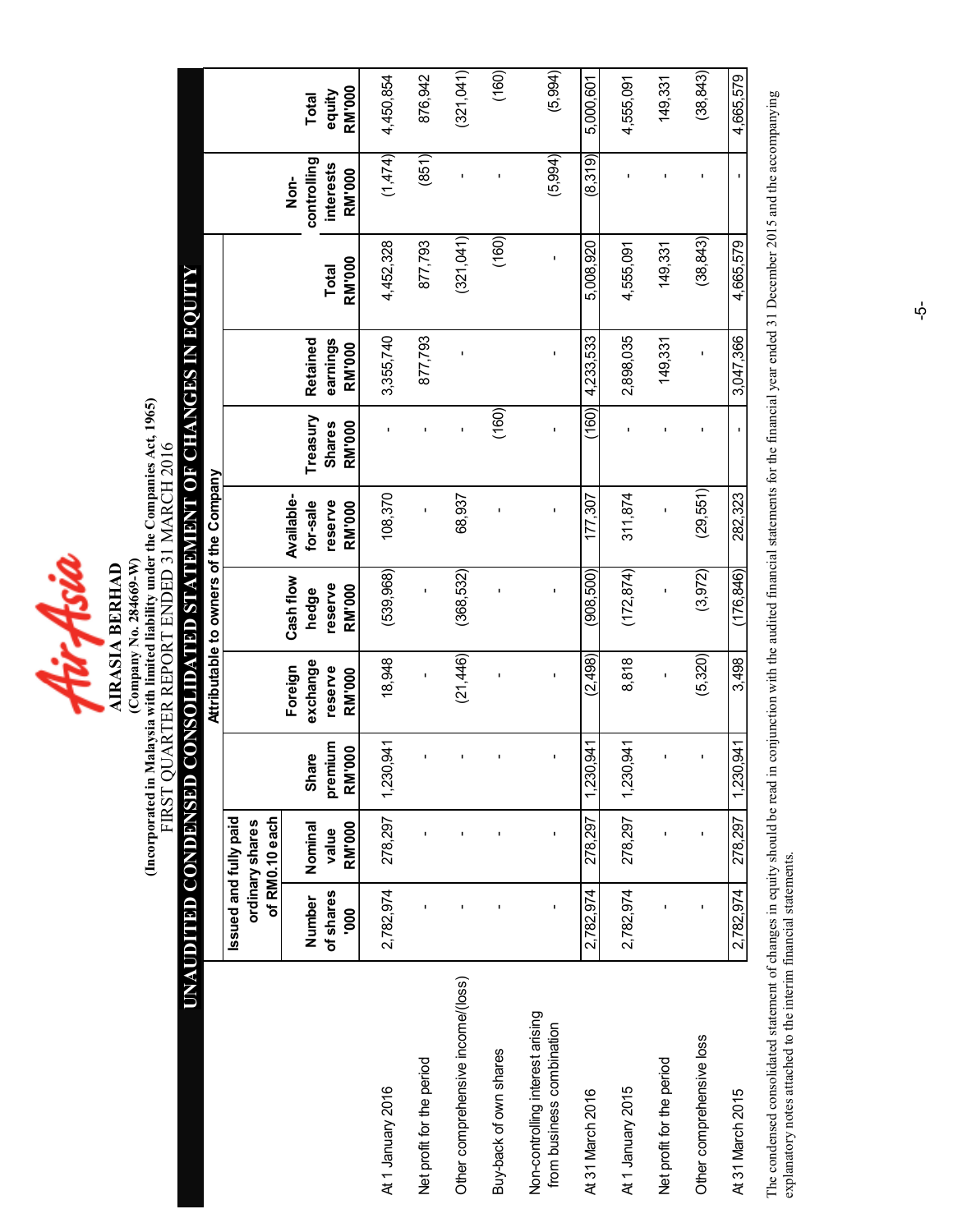# AIRASIA BERHAD

**(Company No. 284669-W)**

**(Incorporated in Malaysia with limited liability under the Companies Act, 1965)**

FIRST QUARTER REPORT ENDED 31 MARCH 2016

## UNAUDITED CONDENSED CONSOLIDATED STATEMENT OF CHANGES IN EQUITY

| | Attributable to owners of the Company | | | | | | | | | | |
|---|---|---|---|---|---|---|---|---|---|---|---|
| | Issued and fully paid ordinary shares of RM0.10 each | | | | | | | | | | |
| | Number of shares '000 | Nominal value RM'000 | Share premium RM'000 | Foreign exchange reserve RM'000 | Cash flow hedge reserve RM'000 | Available-for-sale reserve RM'000 | Treasury Shares RM'000 | Retained earnings RM'000 | Total RM'000 | Non-controlling interests RM'000 | Total equity RM'000 |
| At 1 January 2016 | 2,782,974 | 278,297 | 1,230,941 | 18,948 | (539,968) | 108,370 | - | 3,355,740 | 4,452,328 | (1,474) | 4,450,854 |
| Net profit for the period | - | - | - | - | - | - | - | 877,793 | 877,793 | (851) | 876,942 |
| Other comprehensive income/(loss) | - | - | - | (21,446) | (368,532) | 68,937 | - | - | (321,041) | - | (321,041) |
| Buy-back of own shares | - | - | - | - | - | - | (160) | - | (160) | - | (160) |
| Non-controlling interest arising from business combination | - | - | - | - | - | - | - | - | - | (5,994) | (5,994) |
| At 31 March 2016 | 2,782,974 | 278,297 | 1,230,941 | (2,498) | (908,500) | 177,307 | (160) | 4,233,533 | 5,008,920 | (8,319) | 5,000,601 |
| At 1 January 2015 | 2,782,974 | 278,297 | 1,230,941 | 8,818 | (172,874) | 311,874 | - | 2,898,035 | 4,555,091 | - | 4,555,091 |
| Net profit for the period | - | - | - | - | - | - | - | 149,331 | 149,331 | - | 149,331 |
| Other comprehensive loss | - | - | - | (5,320) | (3,972) | (29,551) | - | - | (38,843) | - | (38,843) |
| At 31 March 2015 | 2,782,974 | 278,297 | 1,230,941 | 3,498 | (176,846) | 282,323 | - | 3,047,366 | 4,665,579 | - | 4,665,579 |

The condensed consolidated statement of changes in equity should be read in conjunction with the audited financial statements for the financial year ended 31 December 2015 and the accompanying explanatory notes attached to the interim financial statements.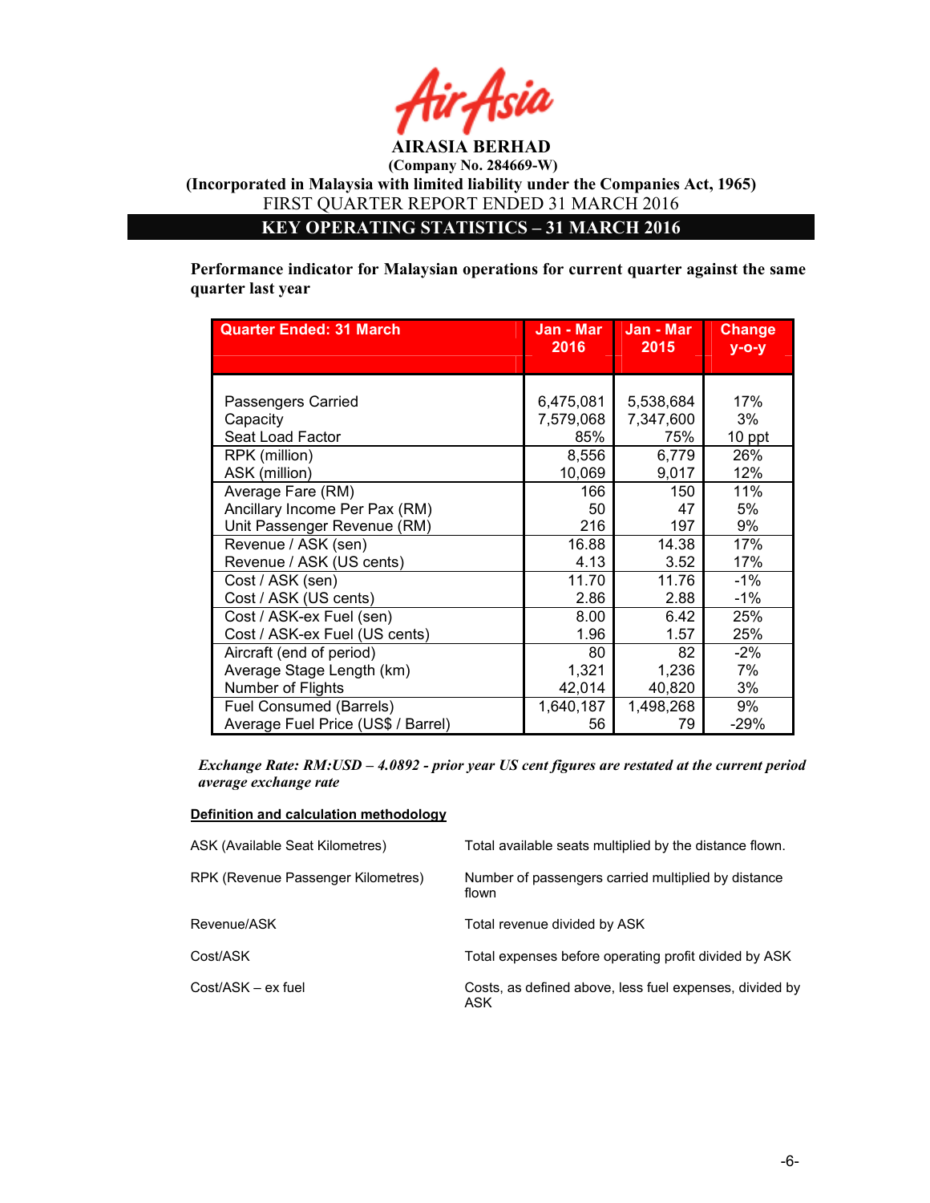**AIRASIA BERHAD**

**(Company No. 284669-W)**

**(Incorporated in Malaysia with limited liability under the Companies Act, 1965)**

FIRST QUARTER REPORT ENDED 31 MARCH 2016

## KEY OPERATING STATISTICS – 31 MARCH 2016

**Performance indicator for Malaysian operations for current quarter against the same quarter last year**

| Quarter Ended: 31 March | Jan - Mar 2016 | Jan - Mar 2015 | Change y-o-y |
|---|---|---|---|
| Passengers Carried | 6,475,081 | 5,538,684 | 17% |
| Capacity | 7,579,068 | 7,347,600 | 3% |
| Seat Load Factor | 85% | 75% | 10 ppt |
| RPK (million) | 8,556 | 6,779 | 26% |
| ASK (million) | 10,069 | 9,017 | 12% |
| Average Fare (RM) | 166 | 150 | 11% |
| Ancillary Income Per Pax (RM) | 50 | 47 | 5% |
| Unit Passenger Revenue (RM) | 216 | 197 | 9% |
| Revenue / ASK (sen) | 16.88 | 14.38 | 17% |
| Revenue / ASK (US cents) | 4.13 | 3.52 | 17% |
| Cost / ASK (sen) | 11.70 | 11.76 | -1% |
| Cost / ASK (US cents) | 2.86 | 2.88 | -1% |
| Cost / ASK-ex Fuel (sen) | 8.00 | 6.42 | 25% |
| Cost / ASK-ex Fuel (US cents) | 1.96 | 1.57 | 25% |
| Aircraft (end of period) | 80 | 82 | -2% |
| Average Stage Length (km) | 1,321 | 1,236 | 7% |
| Number of Flights | 42,014 | 40,820 | 3% |
| Fuel Consumed (Barrels) | 1,640,187 | 1,498,268 | 9% |
| Average Fuel Price (US$ / Barrel) | 56 | 79 | -29% |

***Exchange Rate: RM:USD – 4.0892 - prior year US cent figures are restated at the current period average exchange rate***

**Definition and calculation methodology**

| | |
|---|---|
| ASK (Available Seat Kilometres) | Total available seats multiplied by the distance flown. |
| RPK (Revenue Passenger Kilometres) | Number of passengers carried multiplied by distance flown |
| Revenue/ASK | Total revenue divided by ASK |
| Cost/ASK | Total expenses before operating profit divided by ASK |
| Cost/ASK – ex fuel | Costs, as defined above, less fuel expenses, divided by ASK |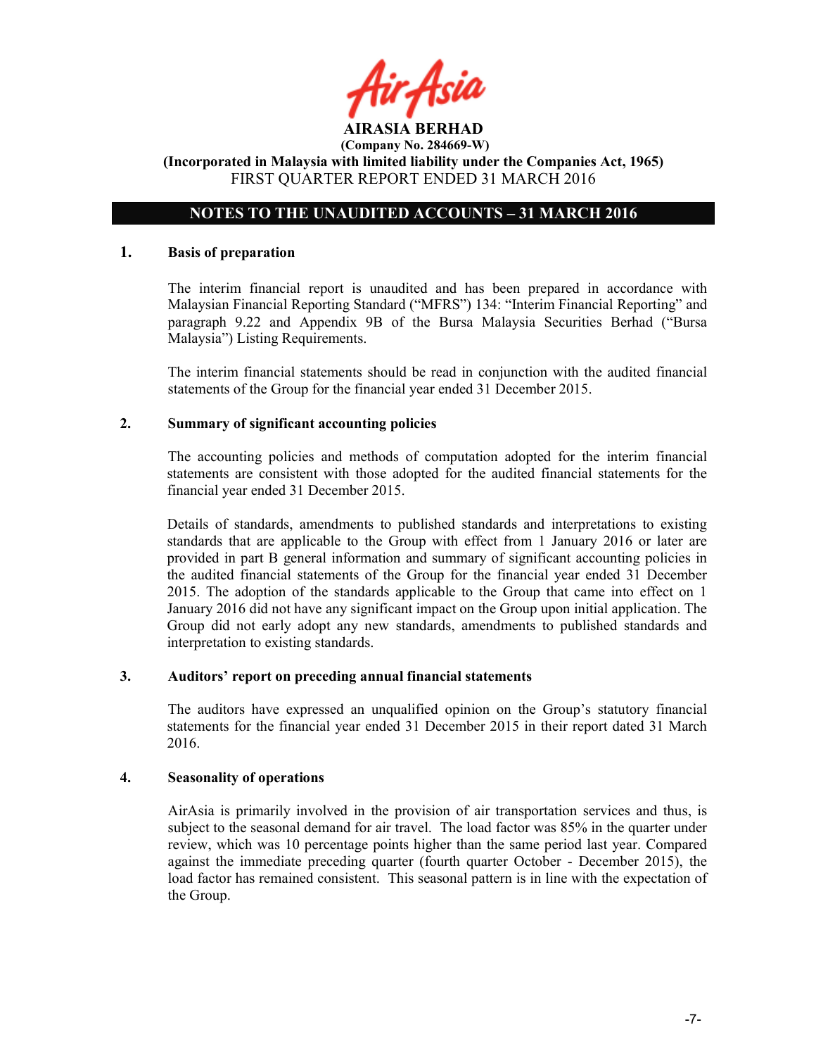**AIRASIA BERHAD**
**(Company No. 284669-W)**
**(Incorporated in Malaysia with limited liability under the Companies Act, 1965)**
FIRST QUARTER REPORT ENDED 31 MARCH 2016

## NOTES TO THE UNAUDITED ACCOUNTS – 31 MARCH 2016

### 1. Basis of preparation

The interim financial report is unaudited and has been prepared in accordance with Malaysian Financial Reporting Standard ("MFRS") 134: "Interim Financial Reporting" and paragraph 9.22 and Appendix 9B of the Bursa Malaysia Securities Berhad ("Bursa Malaysia") Listing Requirements.

The interim financial statements should be read in conjunction with the audited financial statements of the Group for the financial year ended 31 December 2015.

### 2. Summary of significant accounting policies

The accounting policies and methods of computation adopted for the interim financial statements are consistent with those adopted for the audited financial statements for the financial year ended 31 December 2015.

Details of standards, amendments to published standards and interpretations to existing standards that are applicable to the Group with effect from 1 January 2016 or later are provided in part B general information and summary of significant accounting policies in the audited financial statements of the Group for the financial year ended 31 December 2015. The adoption of the standards applicable to the Group that came into effect on 1 January 2016 did not have any significant impact on the Group upon initial application. The Group did not early adopt any new standards, amendments to published standards and interpretation to existing standards.

### 3. Auditors' report on preceding annual financial statements

The auditors have expressed an unqualified opinion on the Group's statutory financial statements for the financial year ended 31 December 2015 in their report dated 31 March 2016.

### 4. Seasonality of operations

AirAsia is primarily involved in the provision of air transportation services and thus, is subject to the seasonal demand for air travel. The load factor was 85% in the quarter under review, which was 10 percentage points higher than the same period last year. Compared against the immediate preceding quarter (fourth quarter October - December 2015), the load factor has remained consistent. This seasonal pattern is in line with the expectation of the Group.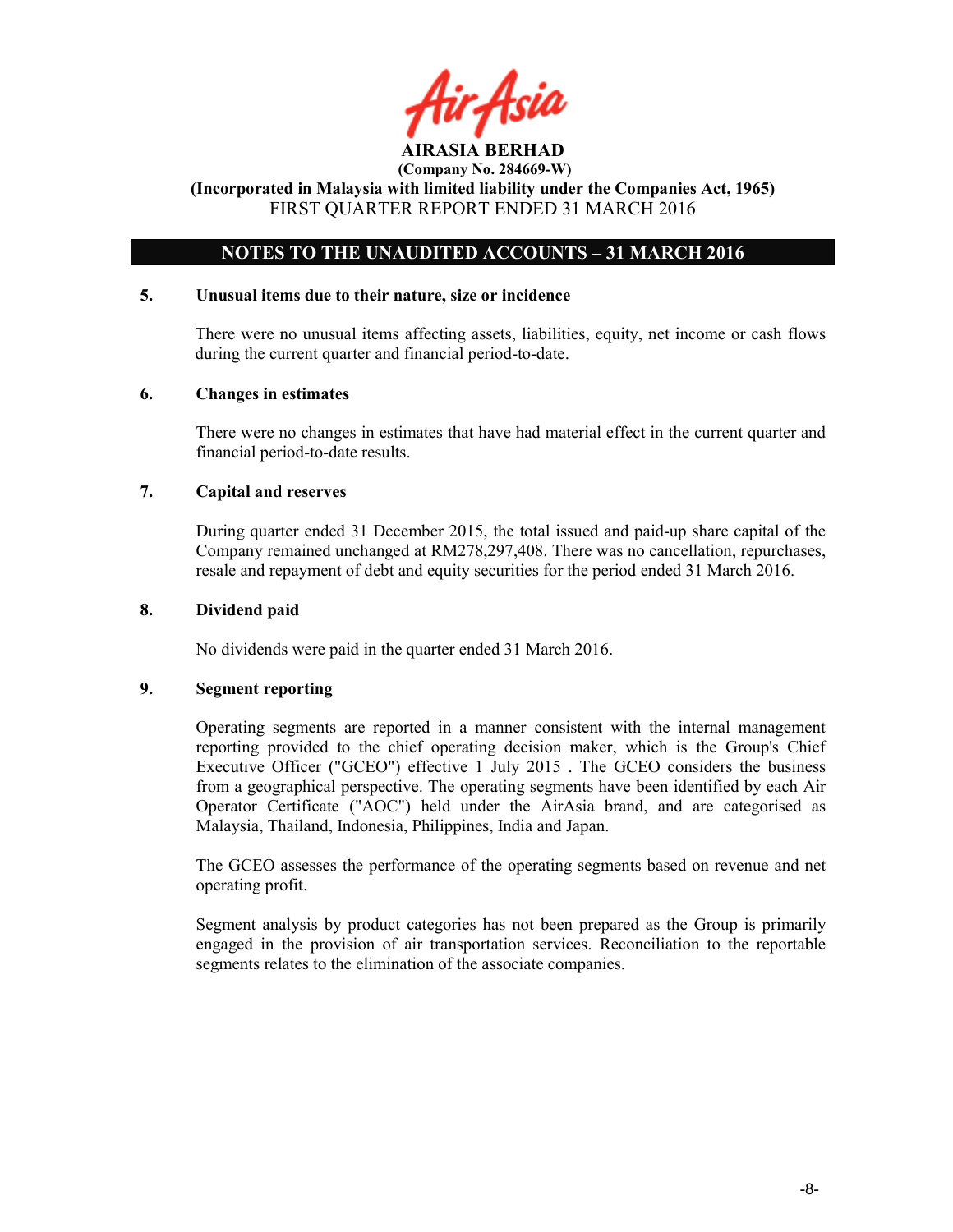**AIRASIA BERHAD**
**(Company No. 284669-W)**
**(Incorporated in Malaysia with limited liability under the Companies Act, 1965)**
FIRST QUARTER REPORT ENDED 31 MARCH 2016

## NOTES TO THE UNAUDITED ACCOUNTS – 31 MARCH 2016

### 5. Unusual items due to their nature, size or incidence

There were no unusual items affecting assets, liabilities, equity, net income or cash flows during the current quarter and financial period-to-date.

### 6. Changes in estimates

There were no changes in estimates that have had material effect in the current quarter and financial period-to-date results.

### 7. Capital and reserves

During quarter ended 31 December 2015, the total issued and paid-up share capital of the Company remained unchanged at RM278,297,408. There was no cancellation, repurchases, resale and repayment of debt and equity securities for the period ended 31 March 2016.

### 8. Dividend paid

No dividends were paid in the quarter ended 31 March 2016.

### 9. Segment reporting

Operating segments are reported in a manner consistent with the internal management reporting provided to the chief operating decision maker, which is the Group's Chief Executive Officer ("GCEO") effective 1 July 2015 . The GCEO considers the business from a geographical perspective. The operating segments have been identified by each Air Operator Certificate ("AOC") held under the AirAsia brand, and are categorised as Malaysia, Thailand, Indonesia, Philippines, India and Japan.

The GCEO assesses the performance of the operating segments based on revenue and net operating profit.

Segment analysis by product categories has not been prepared as the Group is primarily engaged in the provision of air transportation services. Reconciliation to the reportable segments relates to the elimination of the associate companies.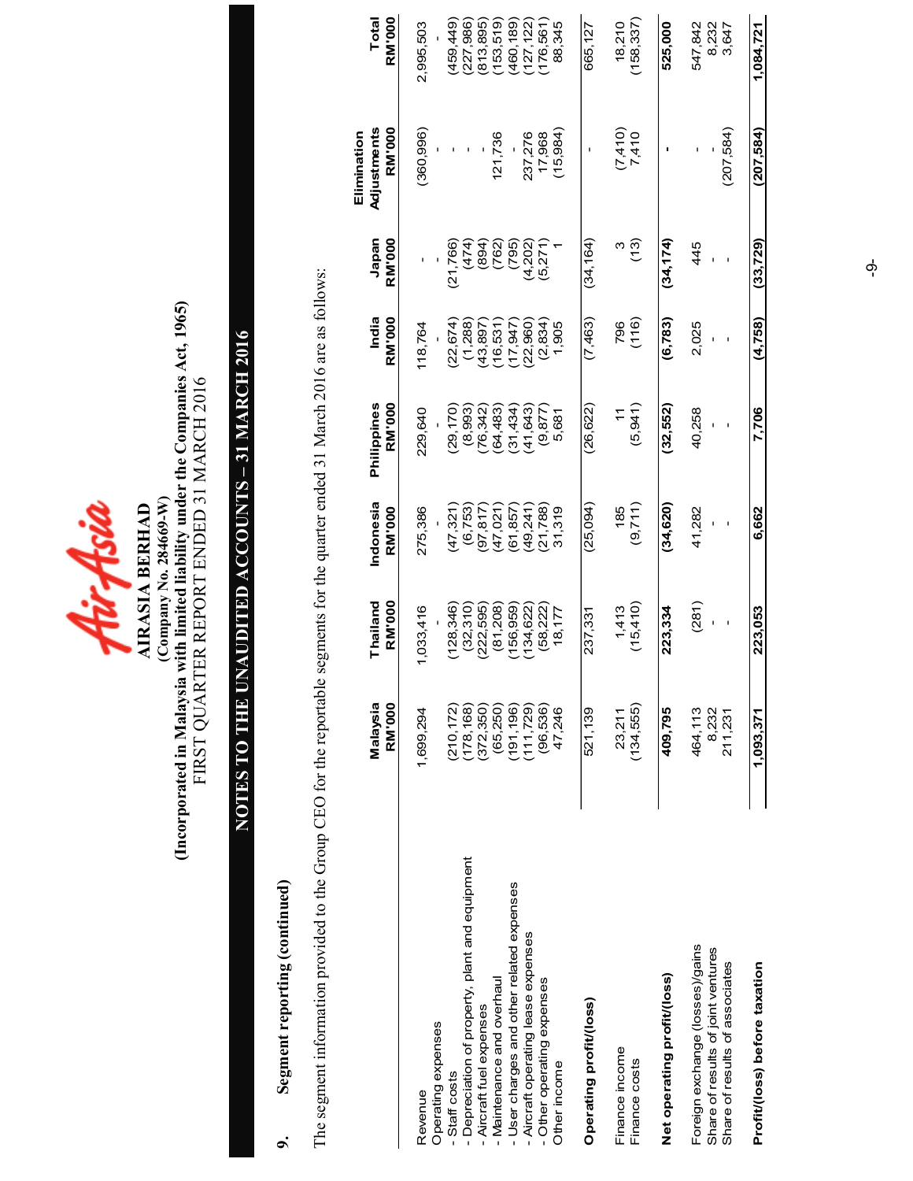# AIRASIA BERHAD

(Company No. 284669-W)

(Incorporated in Malaysia with limited liability under the Companies Act, 1965)

FIRST QUARTER REPORT ENDED 31 MARCH 2016

## NOTES TO THE UNAUDITED ACCOUNTS – 31 MARCH 2016

### 9. Segment reporting (continued)

The segment information provided to the Group CEO for the reportable segments for the quarter ended 31 March 2016 are as follows:

| | Malaysia RM'000 | Thailand RM'000 | Indonesia RM'000 | Philippines RM'000 | India RM'000 | Japan RM'000 | Elimination Adjustments RM'000 | Total RM'000 |
|---|---|---|---|---|---|---|---|---|
| Revenue | 1,699,294 | 1,033,416 | 275,386 | 229,640 | 118,764 | - | (360,996) | 2,995,503 |
| Operating expenses | - | - | - | - | - | - | - | - |
| - Staff costs | (210,172) | (128,346) | (47,321) | (29,170) | (22,674) | (21,766) | - | (459,449) |
| - Depreciation of property, plant and equipment | (178,168) | (32,310) | (6,753) | (8,993) | (1,288) | (474) | - | (227,986) |
| - Aircraft fuel expenses | (372,350) | (222,595) | (97,817) | (76,342) | (43,897) | (894) | - | (813,895) |
| - Maintenance and overhaul | (65,250) | (81,208) | (47,021) | (64,483) | (16,531) | (762) | 121,736 | (153,519) |
| - User charges and other related expenses | (191,196) | (156,959) | (61,857) | (31,434) | (17,947) | (795) | - | (460,189) |
| - Aircraft operating lease expenses | (111,729) | (134,622) | (49,241) | (41,643) | (22,960) | (4,202) | 237,276 | (127,122) |
| - Other operating expenses | (96,536) | (58,222) | (21,788) | (9,877) | (2,834) | (5,271) | 17,968 | (176,561) |
| Other income | 47,246 | 18,177 | 31,319 | 5,681 | 1,905 | 1 | (15,984) | 88,345 |
| **Operating profit/(loss)** | 521,139 | 237,331 | (25,094) | (26,622) | (7,463) | (34,164) | - | 665,127 |
| Finance income | 23,211 | 1,413 | 185 | 11 | 796 | 3 | (7,410) | 18,210 |
| Finance costs | (134,555) | (15,410) | (9,711) | (5,941) | (116) | (13) | 7,410 | (158,337) |
| **Net operating profit/(loss)** | **409,795** | **223,334** | **(34,620)** | **(32,552)** | **(6,783)** | **(34,174)** | **-** | **525,000** |
| Foreign exchange (losses)/gains | 464,113 | (281) | 41,282 | 40,258 | 2,025 | 445 | - | 547,842 |
| Share of results of joint ventures | 8,232 | - | - | - | - | - | - | 8,232 |
| Share of results of associates | 211,231 | - | - | - | - | - | (207,584) | 3,647 |
| **Profit/(loss) before taxation** | **1,093,371** | **223,053** | **6,662** | **7,706** | **(4,758)** | **(33,729)** | **(207,584)** | **1,084,721** |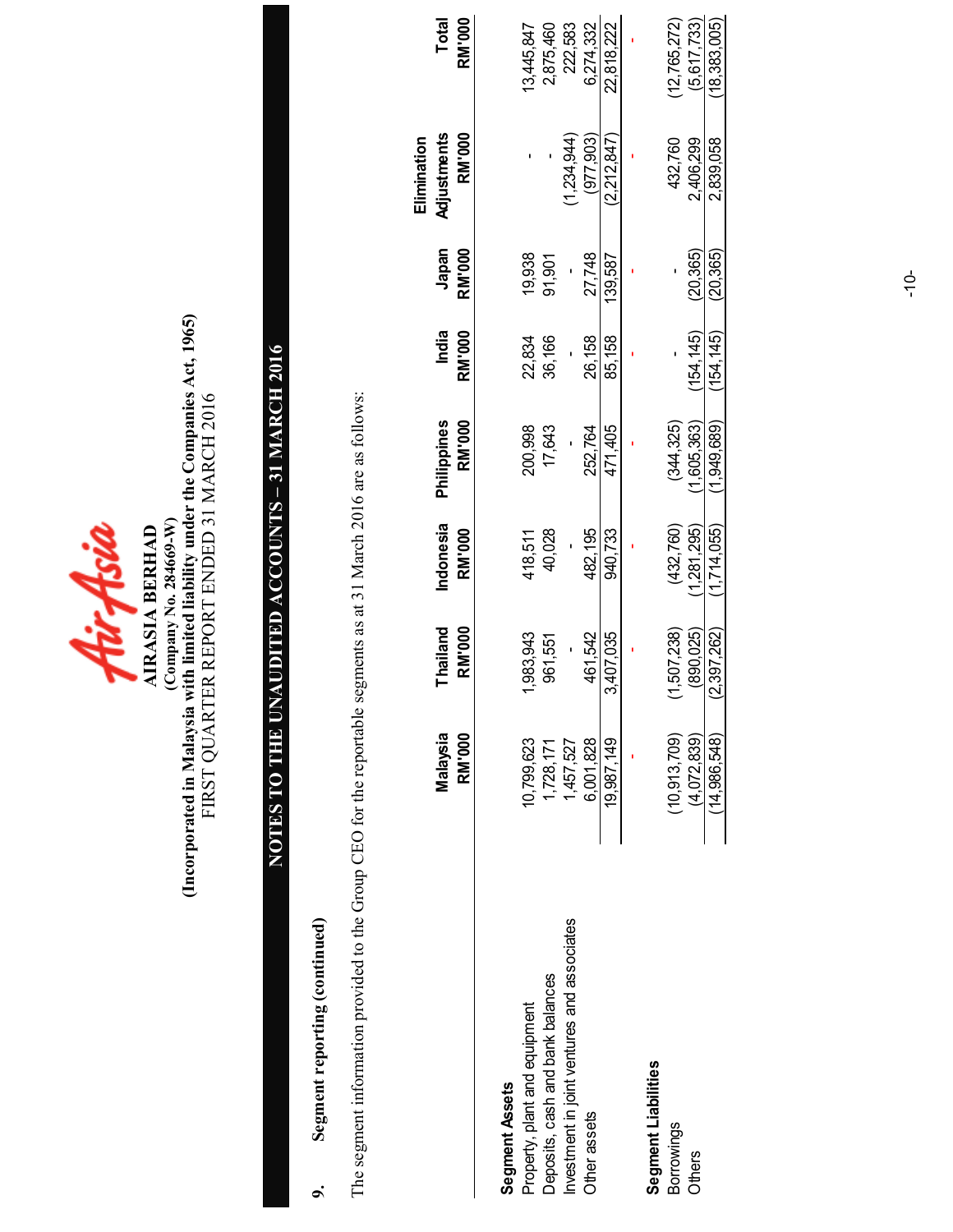**AIRASIA BERHAD**
**(Company No. 284669-W)**
**(Incorporated in Malaysia with limited liability under the Companies Act, 1965)**
FIRST QUARTER REPORT ENDED 31 MARCH 2016

## NOTES TO THE UNAUDITED ACCOUNTS – 31 MARCH 2016

### 9. Segment reporting (continued)

The segment information provided to the Group CEO for the reportable segments as at 31 March 2016 are as follows:

| | Malaysia RM'000 | Thailand RM'000 | Indonesia RM'000 | Philippines RM'000 | India RM'000 | Japan RM'000 | Elimination Adjustments RM'000 | Total RM'000 |
|---|---|---|---|---|---|---|---|---|
| **Segment Assets** | | | | | | | | |
| Property, plant and equipment | 10,799,623 | 1,983,943 | 418,511 | 200,998 | 22,834 | 19,938 | - | 13,445,847 |
| Deposits, cash and bank balances | 1,728,171 | 961,551 | 40,028 | 17,643 | 36,166 | 91,901 | - | 2,875,460 |
| Investment in joint ventures and associates | 1,457,527 | - | - | - | - | - | (1,234,944) | 222,583 |
| Other assets | 6,001,828 | 461,542 | 482,195 | 252,764 | 26,158 | 27,748 | (977,903) | 6,274,332 |
| | 19,987,149 | 3,407,035 | 940,733 | 471,405 | 85,158 | 139,587 | (2,212,847) | 22,818,222 |
| | - | - | - | - | - | - | - | - |
| **Segment Liabilities** | | | | | | | | |
| Borrowings | (10,913,709) | (1,507,238) | (432,760) | (344,325) | - | - | 432,760 | (12,765,272) |
| Others | (4,072,839) | (890,025) | (1,281,295) | (1,605,363) | (154,145) | (20,365) | 2,406,299 | (5,617,733) |
| | (14,986,548) | (2,397,262) | (1,714,055) | (1,949,689) | (154,145) | (20,365) | 2,839,058 | (18,383,005) |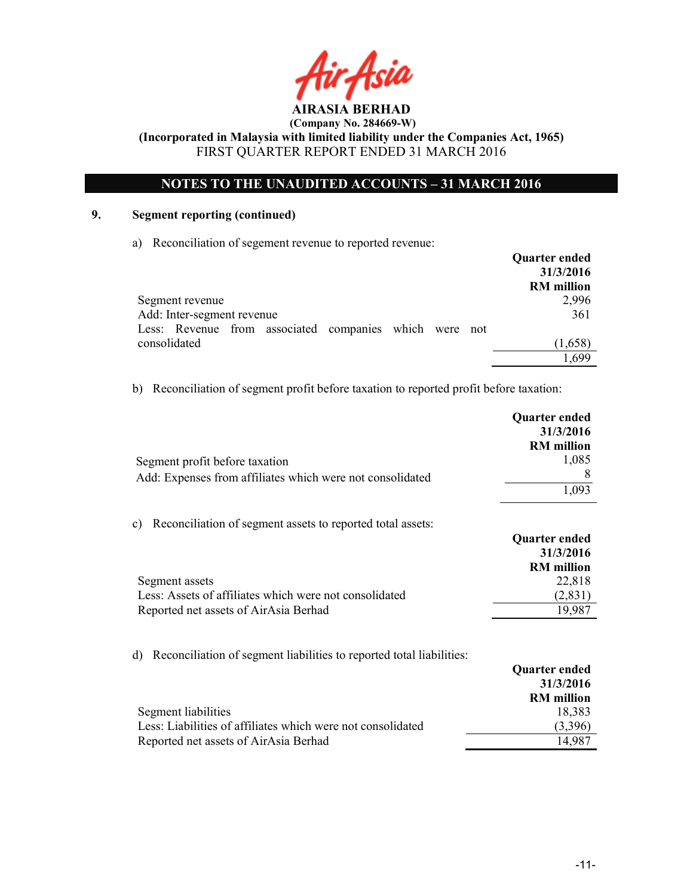AIRASIA BERHAD

(Company No. 284669-W)

(Incorporated in Malaysia with limited liability under the Companies Act, 1965)

FIRST QUARTER REPORT ENDED 31 MARCH 2016

## NOTES TO THE UNAUDITED ACCOUNTS – 31 MARCH 2016

### 9. Segment reporting (continued)

a) Reconciliation of segement revenue to reported revenue:

| | Quarter ended 31/3/2016 RM million |
|---|---|
| Segment revenue | 2,996 |
| Add: Inter-segment revenue | 361 |
| Less: Revenue from associated companies which were not consolidated | (1,658) |
| | 1,699 |

b) Reconciliation of segment profit before taxation to reported profit before taxation:

| | Quarter ended 31/3/2016 RM million |
|---|---|
| Segment profit before taxation | 1,085 |
| Add: Expenses from affiliates which were not consolidated | 8 |
| | 1,093 |

c) Reconciliation of segment assets to reported total assets:

| | Quarter ended 31/3/2016 RM million |
|---|---|
| Segment assets | 22,818 |
| Less: Assets of affiliates which were not consolidated | (2,831) |
| Reported net assets of AirAsia Berhad | 19,987 |

d) Reconciliation of segment liabilities to reported total liabilities:

| | Quarter ended 31/3/2016 RM million |
|---|---|
| Segment liabilities | 18,383 |
| Less: Liabilities of affiliates which were not consolidated | (3,396) |
| Reported net assets of AirAsia Berhad | 14,987 |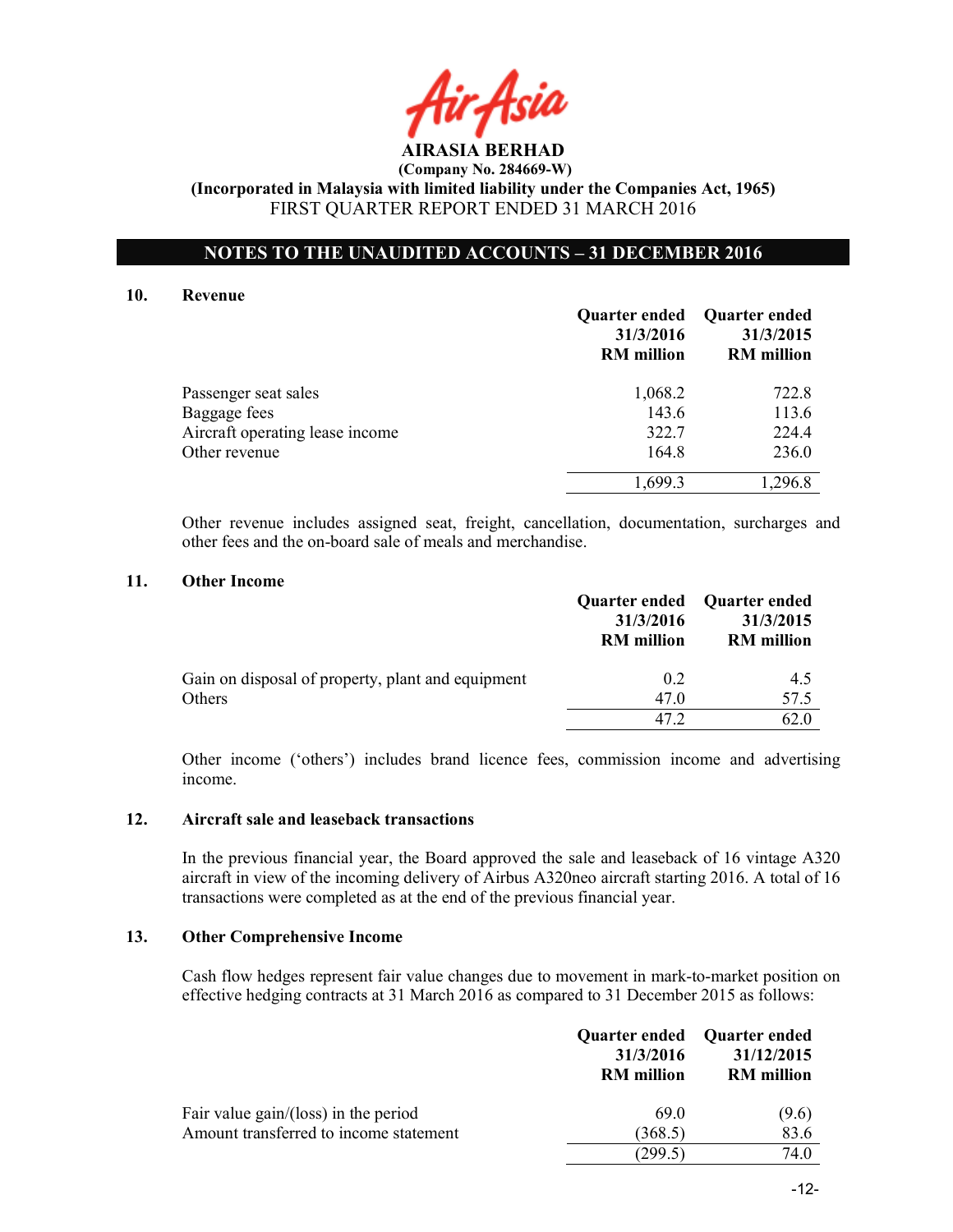**AIRASIA BERHAD**
**(Company No. 284669-W)**
**(Incorporated in Malaysia with limited liability under the Companies Act, 1965)**
FIRST QUARTER REPORT ENDED 31 MARCH 2016

**NOTES TO THE UNAUDITED ACCOUNTS – 31 DECEMBER 2016**

## 10. Revenue

| | Quarter ended 31/3/2016 RM million | Quarter ended 31/3/2015 RM million |
|---|---|---|
| Passenger seat sales | 1,068.2 | 722.8 |
| Baggage fees | 143.6 | 113.6 |
| Aircraft operating lease income | 322.7 | 224.4 |
| Other revenue | 164.8 | 236.0 |
| | 1,699.3 | 1,296.8 |

Other revenue includes assigned seat, freight, cancellation, documentation, surcharges and other fees and the on-board sale of meals and merchandise.

## 11. Other Income

| | Quarter ended 31/3/2016 RM million | Quarter ended 31/3/2015 RM million |
|---|---|---|
| Gain on disposal of property, plant and equipment | 0.2 | 4.5 |
| Others | 47.0 | 57.5 |
| | 47.2 | 62.0 |

Other income ('others') includes brand licence fees, commission income and advertising income.

## 12. Aircraft sale and leaseback transactions

In the previous financial year, the Board approved the sale and leaseback of 16 vintage A320 aircraft in view of the incoming delivery of Airbus A320neo aircraft starting 2016. A total of 16 transactions were completed as at the end of the previous financial year.

## 13. Other Comprehensive Income

Cash flow hedges represent fair value changes due to movement in mark-to-market position on effective hedging contracts at 31 March 2016 as compared to 31 December 2015 as follows:

| | Quarter ended 31/3/2016 RM million | Quarter ended 31/12/2015 RM million |
|---|---|---|
| Fair value gain/(loss) in the period | 69.0 | (9.6) |
| Amount transferred to income statement | (368.5) | 83.6 |
| | (299.5) | 74.0 |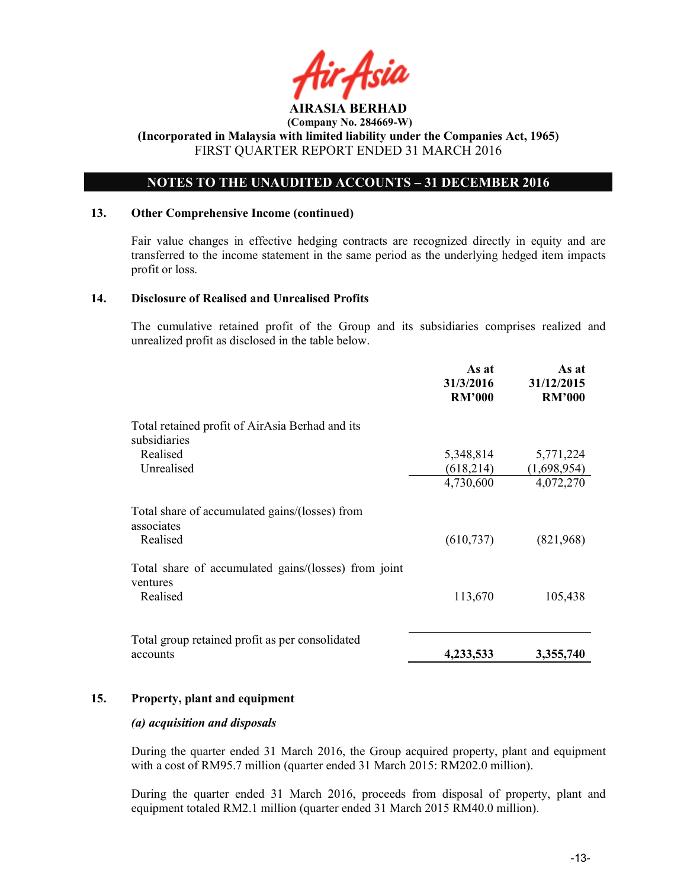## 13. Other Comprehensive Income (continued)

Fair value changes in effective hedging contracts are recognized directly in equity and are transferred to the income statement in the same period as the underlying hedged item impacts profit or loss.

## 14. Disclosure of Realised and Unrealised Profits

The cumulative retained profit of the Group and its subsidiaries comprises realized and unrealized profit as disclosed in the table below.

| | As at 31/3/2016 RM'000 | As at 31/12/2015 RM'000 |
|---|---|---|
| Total retained profit of AirAsia Berhad and its subsidiaries | | |
| Realised | 5,348,814 | 5,771,224 |
| Unrealised | (618,214) | (1,698,954) |
| | 4,730,600 | 4,072,270 |
| Total share of accumulated gains/(losses) from associates | | |
| Realised | (610,737) | (821,968) |
| Total share of accumulated gains/(losses) from joint ventures | | |
| Realised | 113,670 | 105,438 |
| Total group retained profit as per consolidated accounts | **4,233,533** | **3,355,740** |

## 15. Property, plant and equipment

***(a) acquisition and disposals***

During the quarter ended 31 March 2016, the Group acquired property, plant and equipment with a cost of RM95.7 million (quarter ended 31 March 2015: RM202.0 million).

During the quarter ended 31 March 2016, proceeds from disposal of property, plant and equipment totaled RM2.1 million (quarter ended 31 March 2015 RM40.0 million).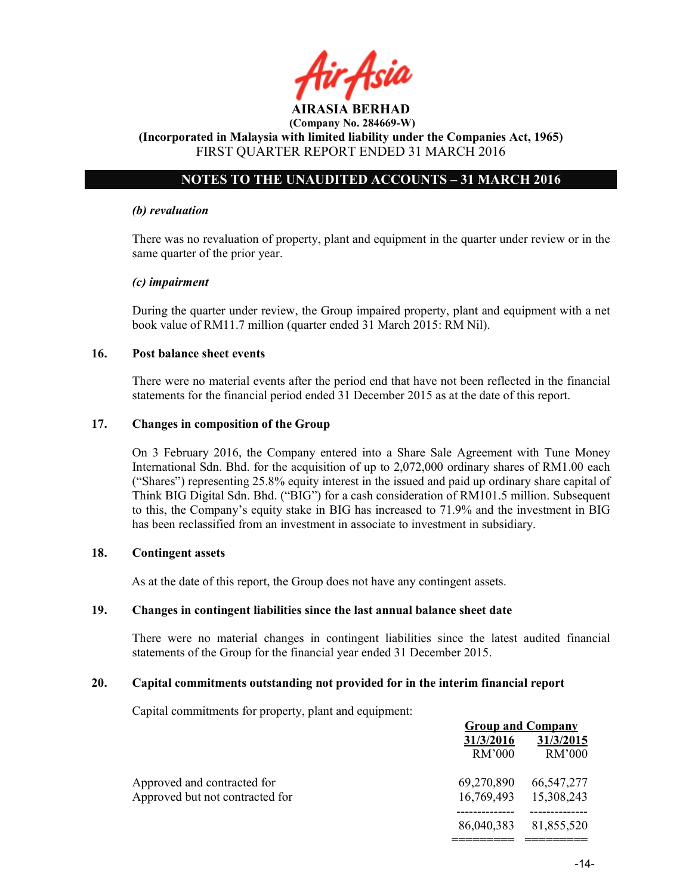**AIRASIA BERHAD**
**(Company No. 284669-W)**
**(Incorporated in Malaysia with limited liability under the Companies Act, 1965)**
FIRST QUARTER REPORT ENDED 31 MARCH 2016

**NOTES TO THE UNAUDITED ACCOUNTS – 31 MARCH 2016**

***(b) revaluation***

There was no revaluation of property, plant and equipment in the quarter under review or in the same quarter of the prior year.

***(c) impairment***

During the quarter under review, the Group impaired property, plant and equipment with a net book value of RM11.7 million (quarter ended 31 March 2015: RM Nil).

## 16. Post balance sheet events

There were no material events after the period end that have not been reflected in the financial statements for the financial period ended 31 December 2015 as at the date of this report.

## 17. Changes in composition of the Group

On 3 February 2016, the Company entered into a Share Sale Agreement with Tune Money International Sdn. Bhd. for the acquisition of up to 2,072,000 ordinary shares of RM1.00 each ("Shares") representing 25.8% equity interest in the issued and paid up ordinary share capital of Think BIG Digital Sdn. Bhd. ("BIG") for a cash consideration of RM101.5 million. Subsequent to this, the Company's equity stake in BIG has increased to 71.9% and the investment in BIG has been reclassified from an investment in associate to investment in subsidiary.

## 18. Contingent assets

As at the date of this report, the Group does not have any contingent assets.

## 19. Changes in contingent liabilities since the last annual balance sheet date

There were no material changes in contingent liabilities since the latest audited financial statements of the Group for the financial year ended 31 December 2015.

## 20. Capital commitments outstanding not provided for in the interim financial report

Capital commitments for property, plant and equipment:

| | Group and Company | |
|---|---|---|
| | 31/3/2016 | 31/3/2015 |
| | RM'000 | RM'000 |
| Approved and contracted for | 69,270,890 | 66,547,277 |
| Approved but not contracted for | 16,769,493 | 15,308,243 |
| | 86,040,383 | 81,855,520 |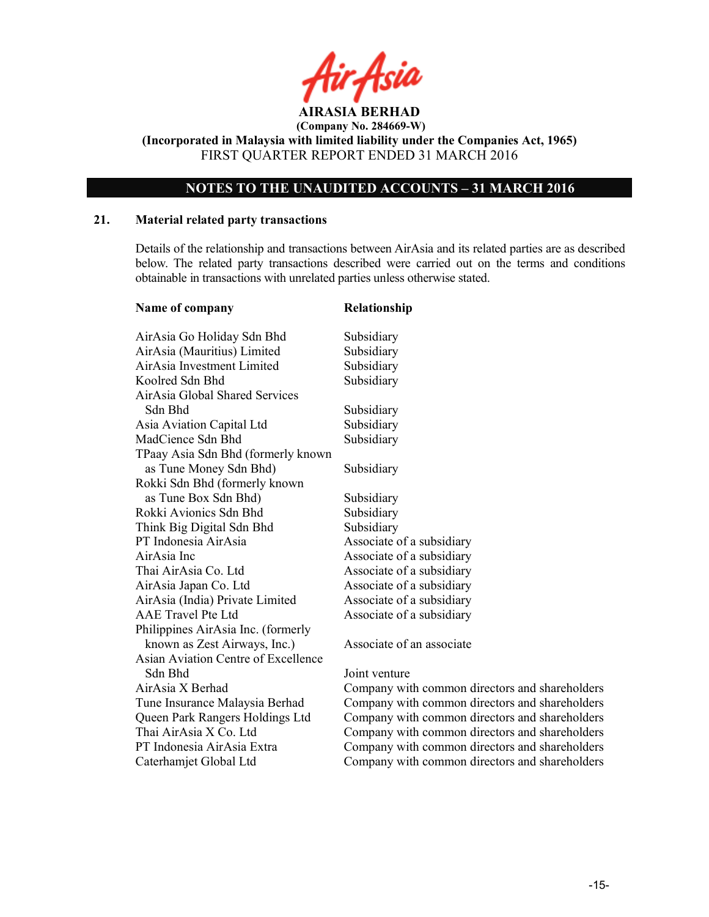**AIRASIA BERHAD**
**(Company No. 284669-W)**
**(Incorporated in Malaysia with limited liability under the Companies Act, 1965)**
FIRST QUARTER REPORT ENDED 31 MARCH 2016

## NOTES TO THE UNAUDITED ACCOUNTS – 31 MARCH 2016

### 21. Material related party transactions

Details of the relationship and transactions between AirAsia and its related parties are as described below. The related party transactions described were carried out on the terms and conditions obtainable in transactions with unrelated parties unless otherwise stated.

| Name of company | Relationship |
|---|---|
| AirAsia Go Holiday Sdn Bhd | Subsidiary |
| AirAsia (Mauritius) Limited | Subsidiary |
| AirAsia Investment Limited | Subsidiary |
| Koolred Sdn Bhd | Subsidiary |
| AirAsia Global Shared Services Sdn Bhd | Subsidiary |
| Asia Aviation Capital Ltd | Subsidiary |
| MadCience Sdn Bhd | Subsidiary |
| TPaay Asia Sdn Bhd (formerly known as Tune Money Sdn Bhd) | Subsidiary |
| Rokki Sdn Bhd (formerly known as Tune Box Sdn Bhd) | Subsidiary |
| Rokki Avionics Sdn Bhd | Subsidiary |
| Think Big Digital Sdn Bhd | Subsidiary |
| PT Indonesia AirAsia | Associate of a subsidiary |
| AirAsia Inc | Associate of a subsidiary |
| Thai AirAsia Co. Ltd | Associate of a subsidiary |
| AirAsia Japan Co. Ltd | Associate of a subsidiary |
| AirAsia (India) Private Limited | Associate of a subsidiary |
| AAE Travel Pte Ltd | Associate of a subsidiary |
| Philippines AirAsia Inc. (formerly known as Zest Airways, Inc.) | Associate of an associate |
| Asian Aviation Centre of Excellence Sdn Bhd | Joint venture |
| AirAsia X Berhad | Company with common directors and shareholders |
| Tune Insurance Malaysia Berhad | Company with common directors and shareholders |
| Queen Park Rangers Holdings Ltd | Company with common directors and shareholders |
| Thai AirAsia X Co. Ltd | Company with common directors and shareholders |
| PT Indonesia AirAsia Extra | Company with common directors and shareholders |
| Caterhamjet Global Ltd | Company with common directors and shareholders |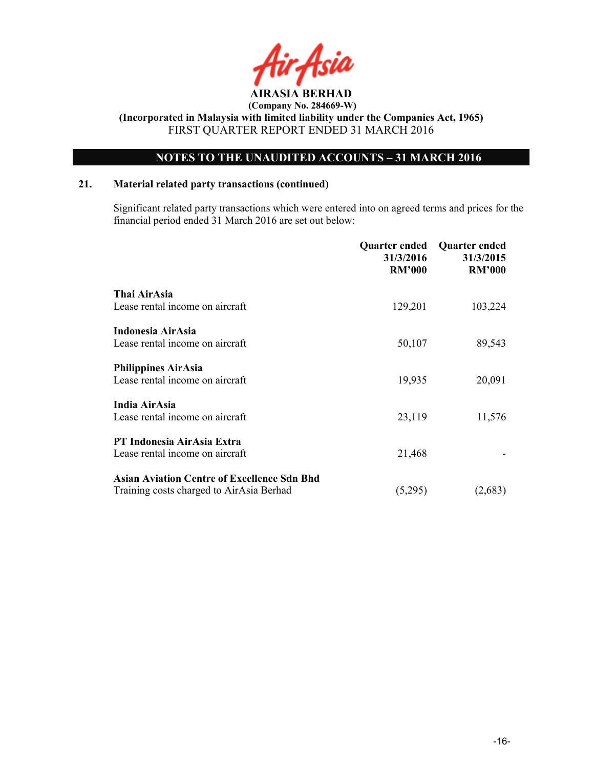## 21. Material related party transactions (continued)

Significant related party transactions which were entered into on agreed terms and prices for the financial period ended 31 March 2016 are set out below:

| | Quarter ended 31/3/2016 RM'000 | Quarter ended 31/3/2015 RM'000 |
|---|---|---|
| **Thai AirAsia** | | |
| Lease rental income on aircraft | 129,201 | 103,224 |
| **Indonesia AirAsia** | | |
| Lease rental income on aircraft | 50,107 | 89,543 |
| **Philippines AirAsia** | | |
| Lease rental income on aircraft | 19,935 | 20,091 |
| **India AirAsia** | | |
| Lease rental income on aircraft | 23,119 | 11,576 |
| **PT Indonesia AirAsia Extra** | | |
| Lease rental income on aircraft | 21,468 | - |
| **Asian Aviation Centre of Excellence Sdn Bhd** | | |
| Training costs charged to AirAsia Berhad | (5,295) | (2,683) |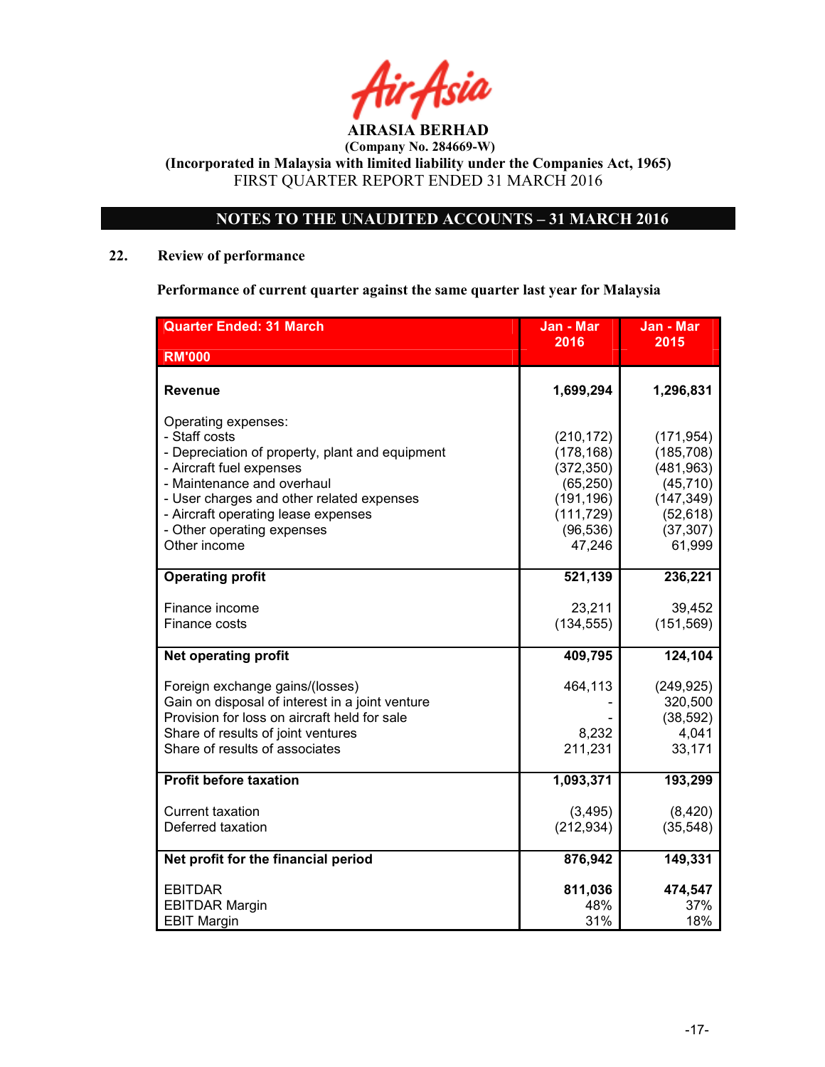**AIRASIA BERHAD**
**(Company No. 284669-W)**
**(Incorporated in Malaysia with limited liability under the Companies Act, 1965)**
FIRST QUARTER REPORT ENDED 31 MARCH 2016

## NOTES TO THE UNAUDITED ACCOUNTS – 31 MARCH 2016

### 22. Review of performance

**Performance of current quarter against the same quarter last year for Malaysia**

| Quarter Ended: 31 March<br>RM'000 | Jan - Mar 2016 | Jan - Mar 2015 |
|---|---|---|
| **Revenue** | **1,699,294** | **1,296,831** |
| Operating expenses: | | |
| - Staff costs | (210,172) | (171,954) |
| - Depreciation of property, plant and equipment | (178,168) | (185,708) |
| - Aircraft fuel expenses | (372,350) | (481,963) |
| - Maintenance and overhaul | (65,250) | (45,710) |
| - User charges and other related expenses | (191,196) | (147,349) |
| - Aircraft operating lease expenses | (111,729) | (52,618) |
| - Other operating expenses | (96,536) | (37,307) |
| Other income | 47,246 | 61,999 |
| **Operating profit** | **521,139** | **236,221** |
| Finance income | 23,211 | 39,452 |
| Finance costs | (134,555) | (151,569) |
| **Net operating profit** | **409,795** | **124,104** |
| Foreign exchange gains/(losses) | 464,113 | (249,925) |
| Gain on disposal of interest in a joint venture | - | 320,500 |
| Provision for loss on aircraft held for sale | - | (38,592) |
| Share of results of joint ventures | 8,232 | 4,041 |
| Share of results of associates | 211,231 | 33,171 |
| **Profit before taxation** | **1,093,371** | **193,299** |
| Current taxation | (3,495) | (8,420) |
| Deferred taxation | (212,934) | (35,548) |
| **Net profit for the financial period** | **876,942** | **149,331** |
| EBITDAR | **811,036** | **474,547** |
| EBITDAR Margin | 48% | 37% |
| EBIT Margin | 31% | 18% |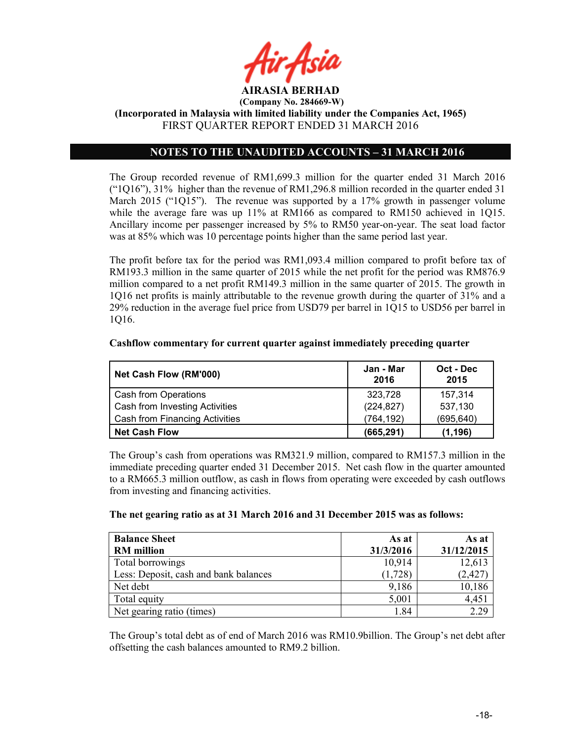**AIRASIA BERHAD**
**(Company No. 284669-W)**
**(Incorporated in Malaysia with limited liability under the Companies Act, 1965)**
FIRST QUARTER REPORT ENDED 31 MARCH 2016

## NOTES TO THE UNAUDITED ACCOUNTS – 31 MARCH 2016

The Group recorded revenue of RM1,699.3 million for the quarter ended 31 March 2016 ("1Q16"), 31% higher than the revenue of RM1,296.8 million recorded in the quarter ended 31 March 2015 ("1Q15"). The revenue was supported by a 17% growth in passenger volume while the average fare was up 11% at RM166 as compared to RM150 achieved in 1Q15. Ancillary income per passenger increased by 5% to RM50 year-on-year. The seat load factor was at 85% which was 10 percentage points higher than the same period last year.

The profit before tax for the period was RM1,093.4 million compared to profit before tax of RM193.3 million in the same quarter of 2015 while the net profit for the period was RM876.9 million compared to a net profit RM149.3 million in the same quarter of 2015. The growth in 1Q16 net profits is mainly attributable to the revenue growth during the quarter of 31% and a 29% reduction in the average fuel price from USD79 per barrel in 1Q15 to USD56 per barrel in 1Q16.

**Cashflow commentary for current quarter against immediately preceding quarter**

| Net Cash Flow (RM'000) | Jan - Mar 2016 | Oct - Dec 2015 |
|---|---|---|
| Cash from Operations | 323,728 | 157,314 |
| Cash from Investing Activities | (224,827) | 537,130 |
| Cash from Financing Activities | (764,192) | (695,640) |
| **Net Cash Flow** | **(665,291)** | **(1,196)** |

The Group's cash from operations was RM321.9 million, compared to RM157.3 million in the immediate preceding quarter ended 31 December 2015. Net cash flow in the quarter amounted to a RM665.3 million outflow, as cash in flows from operating were exceeded by cash outflows from investing and financing activities.

**The net gearing ratio as at 31 March 2016 and 31 December 2015 was as follows:**

| Balance Sheet RM million | As at 31/3/2016 | As at 31/12/2015 |
|---|---|---|
| Total borrowings | 10,914 | 12,613 |
| Less: Deposit, cash and bank balances | (1,728) | (2,427) |
| Net debt | 9,186 | 10,186 |
| Total equity | 5,001 | 4,451 |
| Net gearing ratio (times) | 1.84 | 2.29 |

The Group's total debt as of end of March 2016 was RM10.9billion. The Group's net debt after offsetting the cash balances amounted to RM9.2 billion.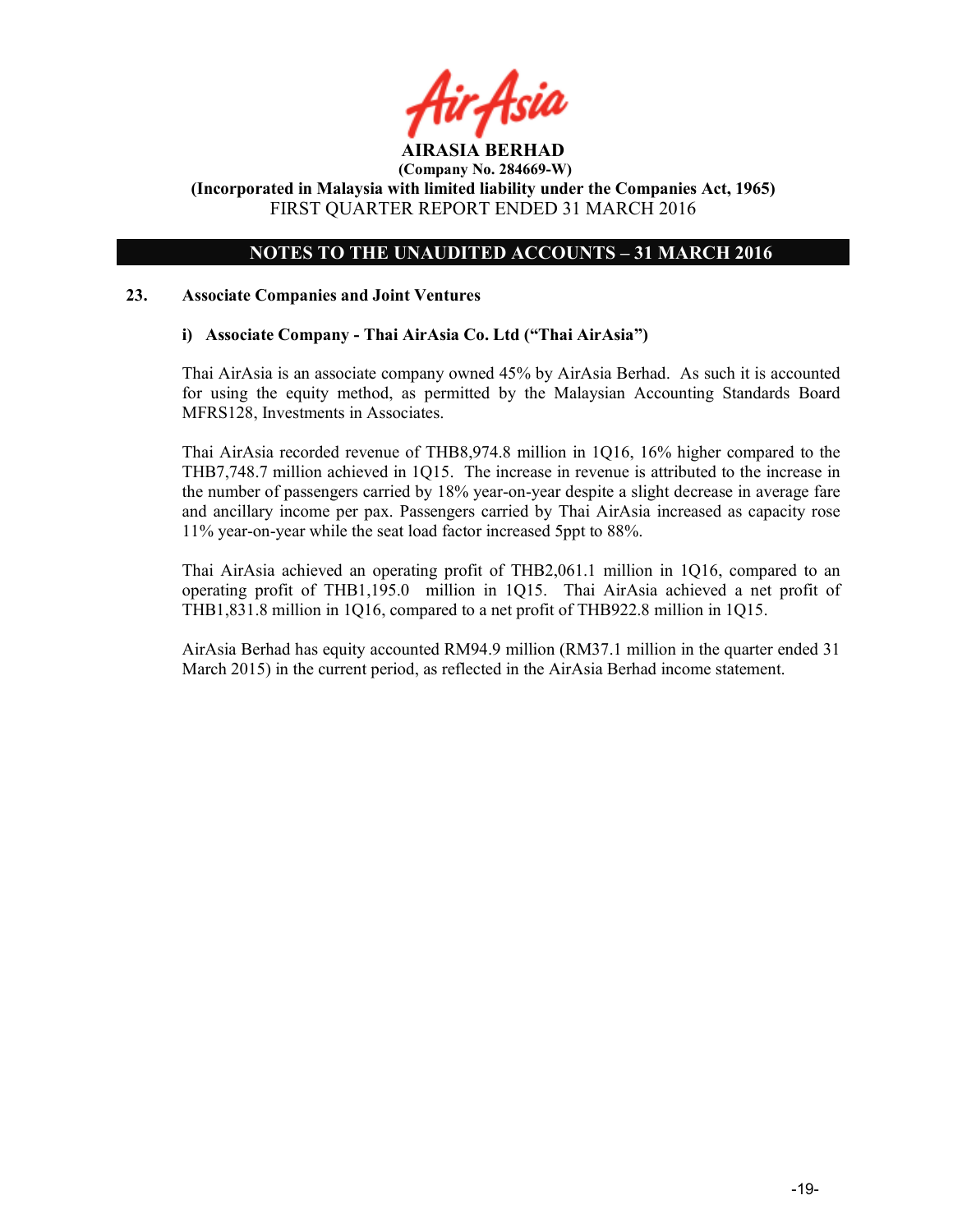**AIRASIA BERHAD**
**(Company No. 284669-W)**
**(Incorporated in Malaysia with limited liability under the Companies Act, 1965)**
FIRST QUARTER REPORT ENDED 31 MARCH 2016

## NOTES TO THE UNAUDITED ACCOUNTS – 31 MARCH 2016

### 23. Associate Companies and Joint Ventures

#### i) Associate Company - Thai AirAsia Co. Ltd ("Thai AirAsia")

Thai AirAsia is an associate company owned 45% by AirAsia Berhad. As such it is accounted for using the equity method, as permitted by the Malaysian Accounting Standards Board MFRS128, Investments in Associates.

Thai AirAsia recorded revenue of THB8,974.8 million in 1Q16, 16% higher compared to the THB7,748.7 million achieved in 1Q15. The increase in revenue is attributed to the increase in the number of passengers carried by 18% year-on-year despite a slight decrease in average fare and ancillary income per pax. Passengers carried by Thai AirAsia increased as capacity rose 11% year-on-year while the seat load factor increased 5ppt to 88%.

Thai AirAsia achieved an operating profit of THB2,061.1 million in 1Q16, compared to an operating profit of THB1,195.0 million in 1Q15. Thai AirAsia achieved a net profit of THB1,831.8 million in 1Q16, compared to a net profit of THB922.8 million in 1Q15.

AirAsia Berhad has equity accounted RM94.9 million (RM37.1 million in the quarter ended 31 March 2015) in the current period, as reflected in the AirAsia Berhad income statement.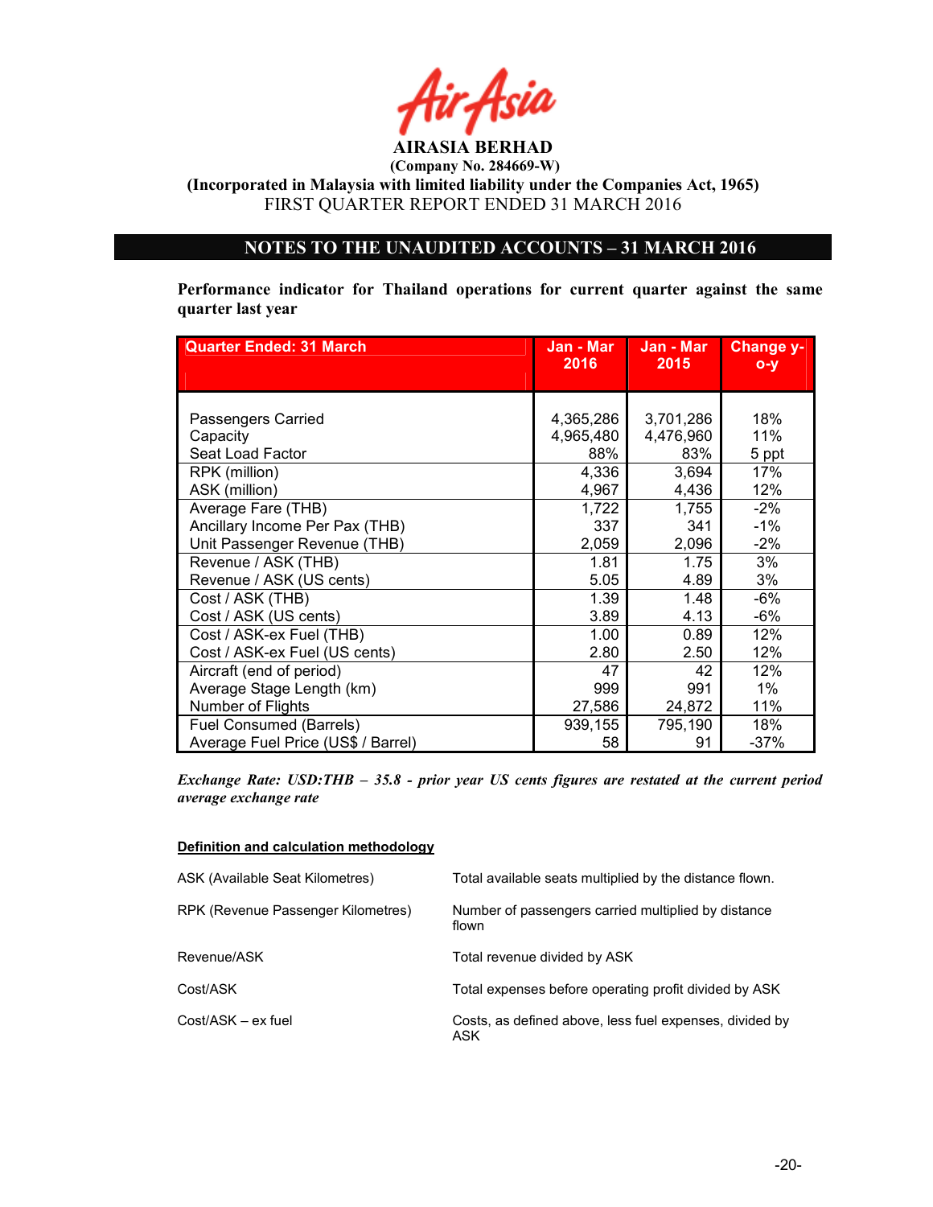**AIRASIA BERHAD**

**(Company No. 284669-W)**

**(Incorporated in Malaysia with limited liability under the Companies Act, 1965)**

FIRST QUARTER REPORT ENDED 31 MARCH 2016

## NOTES TO THE UNAUDITED ACCOUNTS – 31 MARCH 2016

**Performance indicator for Thailand operations for current quarter against the same quarter last year**

| Quarter Ended: 31 March | Jan - Mar 2016 | Jan - Mar 2015 | Change y-o-y |
|---|---|---|---|
| Passengers Carried | 4,365,286 | 3,701,286 | 18% |
| Capacity | 4,965,480 | 4,476,960 | 11% |
| Seat Load Factor | 88% | 83% | 5 ppt |
| RPK (million) | 4,336 | 3,694 | 17% |
| ASK (million) | 4,967 | 4,436 | 12% |
| Average Fare (THB) | 1,722 | 1,755 | -2% |
| Ancillary Income Per Pax (THB) | 337 | 341 | -1% |
| Unit Passenger Revenue (THB) | 2,059 | 2,096 | -2% |
| Revenue / ASK (THB) | 1.81 | 1.75 | 3% |
| Revenue / ASK (US cents) | 5.05 | 4.89 | 3% |
| Cost / ASK (THB) | 1.39 | 1.48 | -6% |
| Cost / ASK (US cents) | 3.89 | 4.13 | -6% |
| Cost / ASK-ex Fuel (THB) | 1.00 | 0.89 | 12% |
| Cost / ASK-ex Fuel (US cents) | 2.80 | 2.50 | 12% |
| Aircraft (end of period) | 47 | 42 | 12% |
| Average Stage Length (km) | 999 | 991 | 1% |
| Number of Flights | 27,586 | 24,872 | 11% |
| Fuel Consumed (Barrels) | 939,155 | 795,190 | 18% |
| Average Fuel Price (US$ / Barrel) | 58 | 91 | -37% |

***Exchange Rate: USD:THB – 35.8 - prior year US cents figures are restated at the current period average exchange rate***

**Definition and calculation methodology**

| | |
|---|---|
| ASK (Available Seat Kilometres) | Total available seats multiplied by the distance flown. |
| RPK (Revenue Passenger Kilometres) | Number of passengers carried multiplied by distance flown |
| Revenue/ASK | Total revenue divided by ASK |
| Cost/ASK | Total expenses before operating profit divided by ASK |
| Cost/ASK – ex fuel | Costs, as defined above, less fuel expenses, divided by ASK |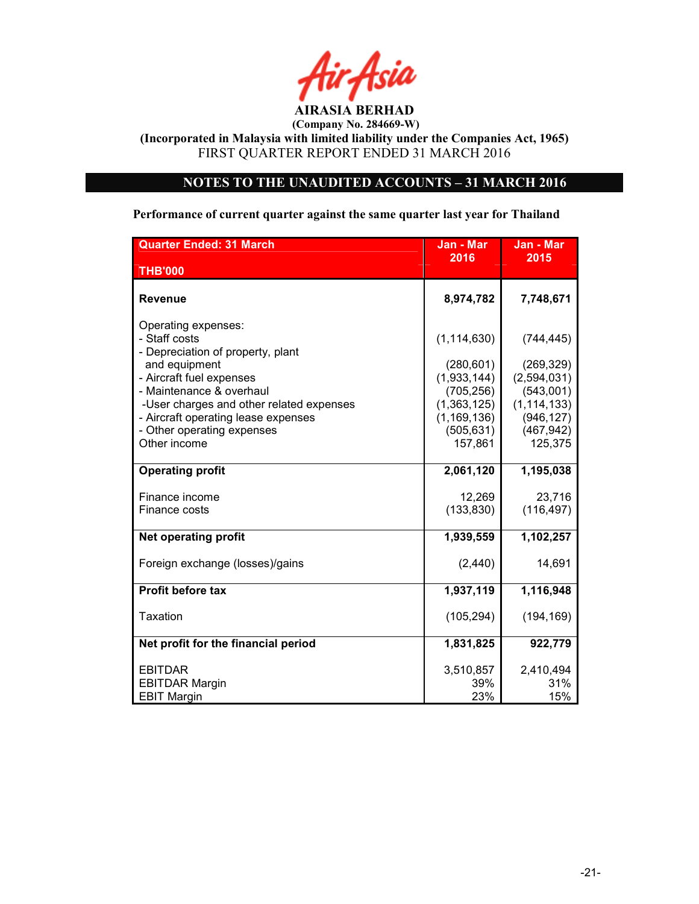**AIRASIA BERHAD**
**(Company No. 284669-W)**
**(Incorporated in Malaysia with limited liability under the Companies Act, 1965)**
FIRST QUARTER REPORT ENDED 31 MARCH 2016

## NOTES TO THE UNAUDITED ACCOUNTS – 31 MARCH 2016

**Performance of current quarter against the same quarter last year for Thailand**

| Quarter Ended: 31 March<br>THB'000 | Jan - Mar 2016 | Jan - Mar 2015 |
|---|---|---|
| **Revenue** | **8,974,782** | **7,748,671** |
| Operating expenses: | | |
| - Staff costs | (1,114,630) | (744,445) |
| - Depreciation of property, plant and equipment | (280,601) | (269,329) |
| - Aircraft fuel expenses | (1,933,144) | (2,594,031) |
| - Maintenance & overhaul | (705,256) | (543,001) |
| -User charges and other related expenses | (1,363,125) | (1,114,133) |
| - Aircraft operating lease expenses | (1,169,136) | (946,127) |
| - Other operating expenses | (505,631) | (467,942) |
| Other income | 157,861 | 125,375 |
| **Operating profit** | **2,061,120** | **1,195,038** |
| Finance income | 12,269 | 23,716 |
| Finance costs | (133,830) | (116,497) |
| **Net operating profit** | **1,939,559** | **1,102,257** |
| Foreign exchange (losses)/gains | (2,440) | 14,691 |
| **Profit before tax** | **1,937,119** | **1,116,948** |
| Taxation | (105,294) | (194,169) |
| **Net profit for the financial period** | **1,831,825** | **922,779** |
| EBITDAR | 3,510,857 | 2,410,494 |
| EBITDAR Margin | 39% | 31% |
| EBIT Margin | 23% | 15% |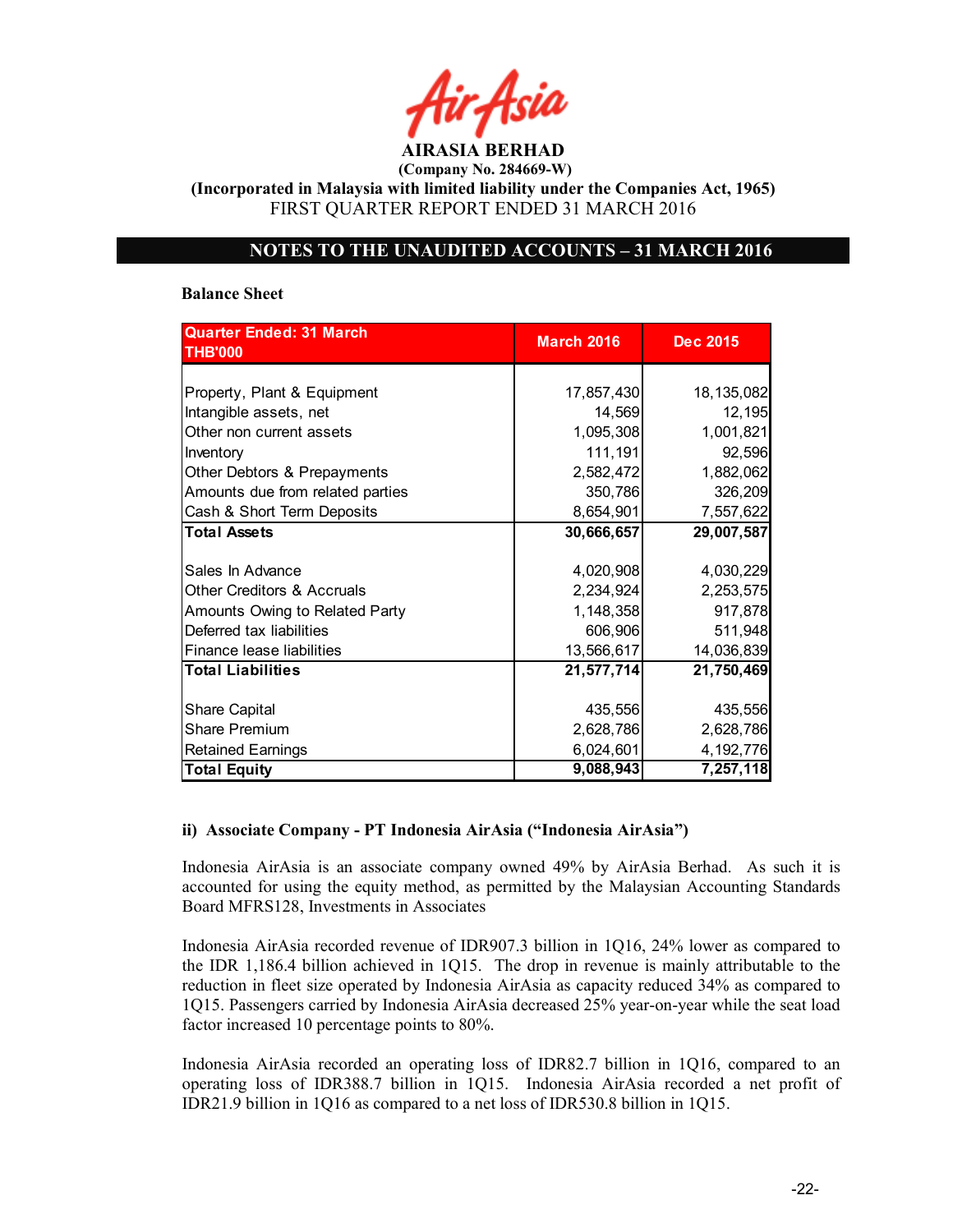AirAsia

**AIRASIA BERHAD**
**(Company No. 284669-W)**
**(Incorporated in Malaysia with limited liability under the Companies Act, 1965)**
FIRST QUARTER REPORT ENDED 31 MARCH 2016

## NOTES TO THE UNAUDITED ACCOUNTS – 31 MARCH 2016

**Balance Sheet**

| Quarter Ended: 31 March THB'000 | March 2016 | Dec 2015 |
|---|---|---|
| Property, Plant & Equipment | 17,857,430 | 18,135,082 |
| Intangible assets, net | 14,569 | 12,195 |
| Other non current assets | 1,095,308 | 1,001,821 |
| Inventory | 111,191 | 92,596 |
| Other Debtors & Prepayments | 2,582,472 | 1,882,062 |
| Amounts due from related parties | 350,786 | 326,209 |
| Cash & Short Term Deposits | 8,654,901 | 7,557,622 |
| **Total Assets** | **30,666,657** | **29,007,587** |
| Sales In Advance | 4,020,908 | 4,030,229 |
| Other Creditors & Accruals | 2,234,924 | 2,253,575 |
| Amounts Owing to Related Party | 1,148,358 | 917,878 |
| Deferred tax liabilities | 606,906 | 511,948 |
| Finance lease liabilities | 13,566,617 | 14,036,839 |
| **Total Liabilities** | **21,577,714** | **21,750,469** |
| Share Capital | 435,556 | 435,556 |
| Share Premium | 2,628,786 | 2,628,786 |
| Retained Earnings | 6,024,601 | 4,192,776 |
| **Total Equity** | **9,088,943** | **7,257,118** |

**ii) Associate Company - PT Indonesia AirAsia ("Indonesia AirAsia")**

Indonesia AirAsia is an associate company owned 49% by AirAsia Berhad. As such it is accounted for using the equity method, as permitted by the Malaysian Accounting Standards Board MFRS128, Investments in Associates

Indonesia AirAsia recorded revenue of IDR907.3 billion in 1Q16, 24% lower as compared to the IDR 1,186.4 billion achieved in 1Q15. The drop in revenue is mainly attributable to the reduction in fleet size operated by Indonesia AirAsia as capacity reduced 34% as compared to 1Q15. Passengers carried by Indonesia AirAsia decreased 25% year-on-year while the seat load factor increased 10 percentage points to 80%.

Indonesia AirAsia recorded an operating loss of IDR82.7 billion in 1Q16, compared to an operating loss of IDR388.7 billion in 1Q15. Indonesia AirAsia recorded a net profit of IDR21.9 billion in 1Q16 as compared to a net loss of IDR530.8 billion in 1Q15.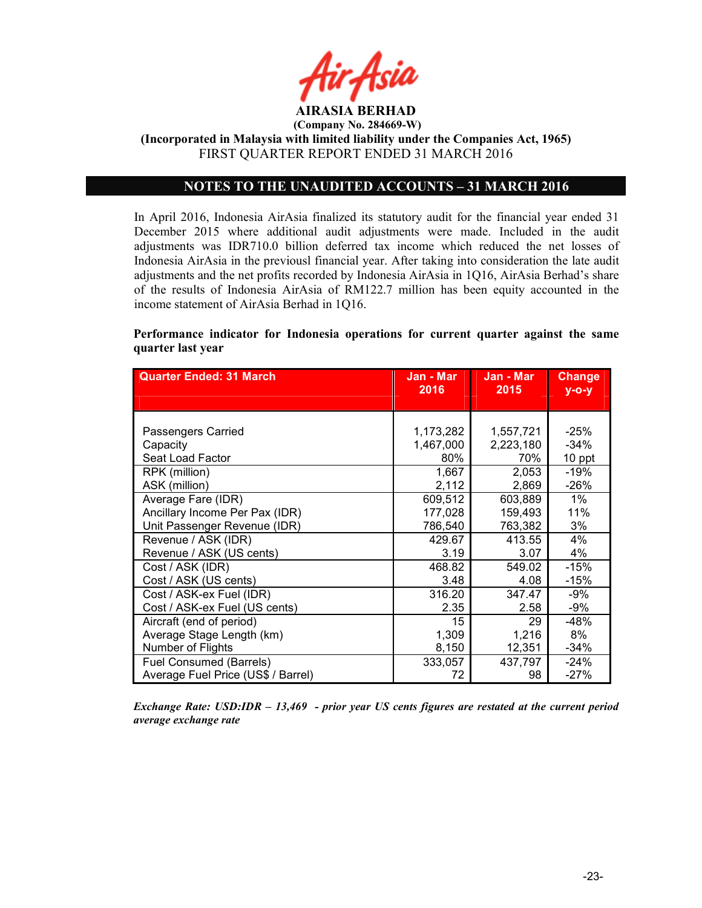**AIRASIA BERHAD**
**(Company No. 284669-W)**
**(Incorporated in Malaysia with limited liability under the Companies Act, 1965)**
FIRST QUARTER REPORT ENDED 31 MARCH 2016

## NOTES TO THE UNAUDITED ACCOUNTS – 31 MARCH 2016

In April 2016, Indonesia AirAsia finalized its statutory audit for the financial year ended 31 December 2015 where additional audit adjustments were made. Included in the audit adjustments was IDR710.0 billion deferred tax income which reduced the net losses of Indonesia AirAsia in the previousl financial year. After taking into consideration the late audit adjustments and the net profits recorded by Indonesia AirAsia in 1Q16, AirAsia Berhad's share of the results of Indonesia AirAsia of RM122.7 million has been equity accounted in the income statement of AirAsia Berhad in 1Q16.

**Performance indicator for Indonesia operations for current quarter against the same quarter last year**

| Quarter Ended: 31 March | Jan - Mar 2016 | Jan - Mar 2015 | Change y-o-y |
|---|---|---|---|
| Passengers Carried | 1,173,282 | 1,557,721 | -25% |
| Capacity | 1,467,000 | 2,223,180 | -34% |
| Seat Load Factor | 80% | 70% | 10 ppt |
| RPK (million) | 1,667 | 2,053 | -19% |
| ASK (million) | 2,112 | 2,869 | -26% |
| Average Fare (IDR) | 609,512 | 603,889 | 1% |
| Ancillary Income Per Pax (IDR) | 177,028 | 159,493 | 11% |
| Unit Passenger Revenue (IDR) | 786,540 | 763,382 | 3% |
| Revenue / ASK (IDR) | 429.67 | 413.55 | 4% |
| Revenue / ASK (US cents) | 3.19 | 3.07 | 4% |
| Cost / ASK (IDR) | 468.82 | 549.02 | -15% |
| Cost / ASK (US cents) | 3.48 | 4.08 | -15% |
| Cost / ASK-ex Fuel (IDR) | 316.20 | 347.47 | -9% |
| Cost / ASK-ex Fuel (US cents) | 2.35 | 2.58 | -9% |
| Aircraft (end of period) | 15 | 29 | -48% |
| Average Stage Length (km) | 1,309 | 1,216 | 8% |
| Number of Flights | 8,150 | 12,351 | -34% |
| Fuel Consumed (Barrels) | 333,057 | 437,797 | -24% |
| Average Fuel Price (US$ / Barrel) | 72 | 98 | -27% |

***Exchange Rate: USD:IDR – 13,469 - prior year US cents figures are restated at the current period average exchange rate***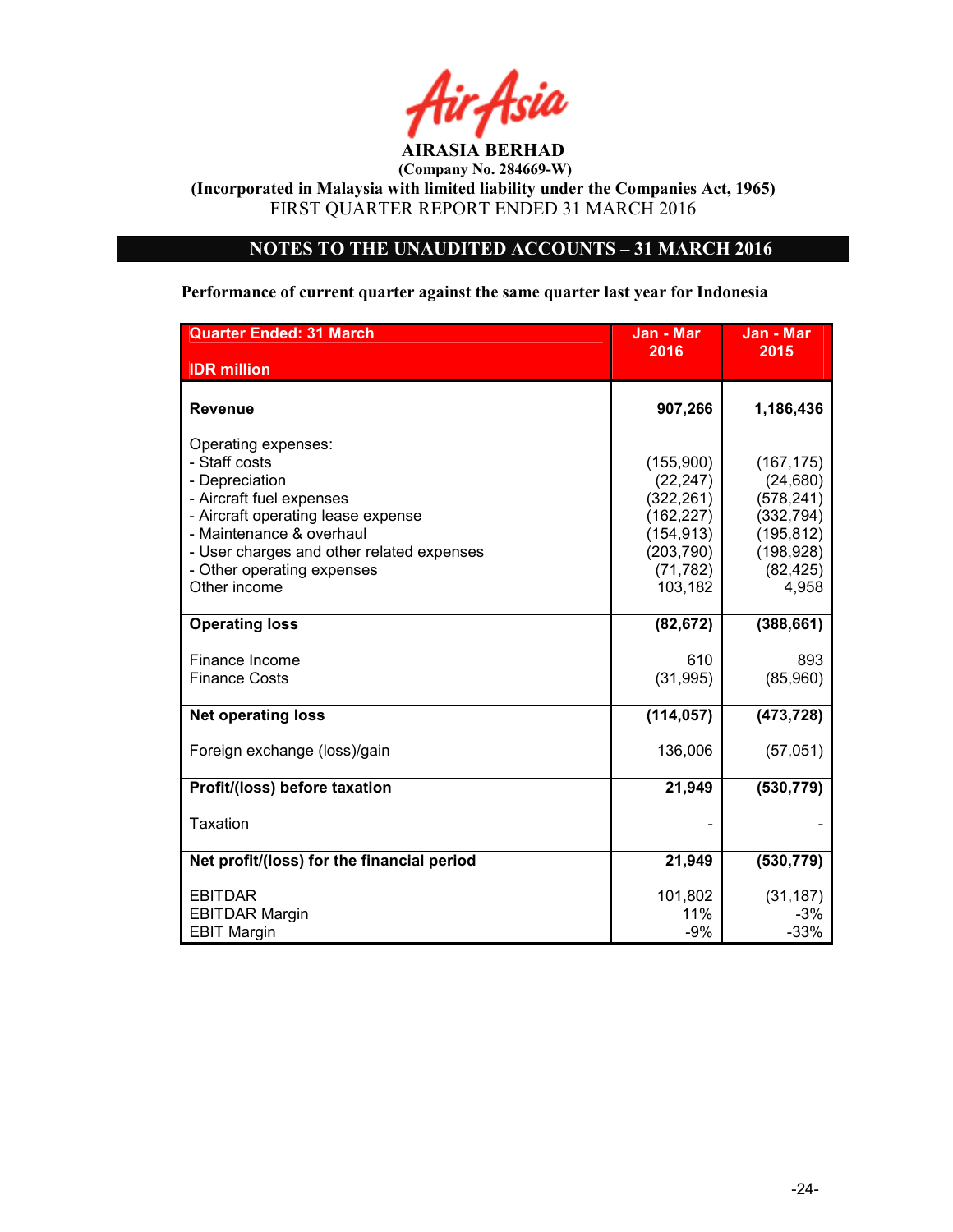**AIRASIA BERHAD**

**(Company No. 284669-W)**

**(Incorporated in Malaysia with limited liability under the Companies Act, 1965)**

FIRST QUARTER REPORT ENDED 31 MARCH 2016

## NOTES TO THE UNAUDITED ACCOUNTS – 31 MARCH 2016

**Performance of current quarter against the same quarter last year for Indonesia**

| Quarter Ended: 31 March<br>IDR million | Jan - Mar 2016 | Jan - Mar 2015 |
|---|---|---|
| **Revenue** | **907,266** | **1,186,436** |
| Operating expenses: | | |
| - Staff costs | (155,900) | (167,175) |
| - Depreciation | (22,247) | (24,680) |
| - Aircraft fuel expenses | (322,261) | (578,241) |
| - Aircraft operating lease expense | (162,227) | (332,794) |
| - Maintenance & overhaul | (154,913) | (195,812) |
| - User charges and other related expenses | (203,790) | (198,928) |
| - Other operating expenses | (71,782) | (82,425) |
| Other income | 103,182 | 4,958 |
| **Operating loss** | **(82,672)** | **(388,661)** |
| Finance Income | 610 | 893 |
| Finance Costs | (31,995) | (85,960) |
| **Net operating loss** | **(114,057)** | **(473,728)** |
| Foreign exchange (loss)/gain | 136,006 | (57,051) |
| **Profit/(loss) before taxation** | **21,949** | **(530,779)** |
| Taxation | - | - |
| **Net profit/(loss) for the financial period** | **21,949** | **(530,779)** |
| EBITDAR | 101,802 | (31,187) |
| EBITDAR Margin | 11% | -3% |
| EBIT Margin | -9% | -33% |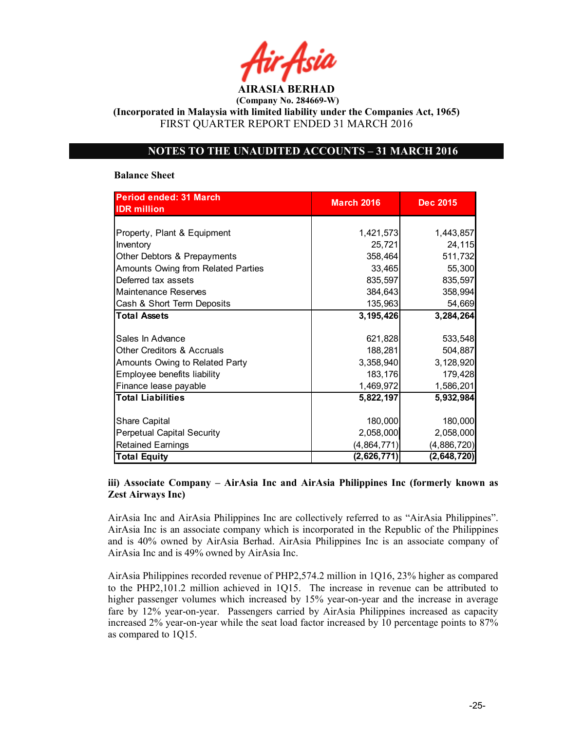**AIRASIA BERHAD**

**(Company No. 284669-W)**

**(Incorporated in Malaysia with limited liability under the Companies Act, 1965)**

FIRST QUARTER REPORT ENDED 31 MARCH 2016

## NOTES TO THE UNAUDITED ACCOUNTS – 31 MARCH 2016

**Balance Sheet**

| Period ended: 31 March<br>IDR million | March 2016 | Dec 2015 |
|---|---|---|
| Property, Plant & Equipment | 1,421,573 | 1,443,857 |
| Inventory | 25,721 | 24,115 |
| Other Debtors & Prepayments | 358,464 | 511,732 |
| Amounts Owing from Related Parties | 33,465 | 55,300 |
| Deferred tax assets | 835,597 | 835,597 |
| Maintenance Reserves | 384,643 | 358,994 |
| Cash & Short Term Deposits | 135,963 | 54,669 |
| **Total Assets** | **3,195,426** | **3,284,264** |
| Sales In Advance | 621,828 | 533,548 |
| Other Creditors & Accruals | 188,281 | 504,887 |
| Amounts Owing to Related Party | 3,358,940 | 3,128,920 |
| Employee benefits liability | 183,176 | 179,428 |
| Finance lease payable | 1,469,972 | 1,586,201 |
| **Total Liabilities** | **5,822,197** | **5,932,984** |
| Share Capital | 180,000 | 180,000 |
| Perpetual Capital Security | 2,058,000 | 2,058,000 |
| Retained Earnings | (4,864,771) | (4,886,720) |
| **Total Equity** | **(2,626,771)** | **(2,648,720)** |

**iii) Associate Company – AirAsia Inc and AirAsia Philippines Inc (formerly known as Zest Airways Inc)**

AirAsia Inc and AirAsia Philippines Inc are collectively referred to as "AirAsia Philippines". AirAsia Inc is an associate company which is incorporated in the Republic of the Philippines and is 40% owned by AirAsia Berhad. AirAsia Philippines Inc is an associate company of AirAsia Inc and is 49% owned by AirAsia Inc.

AirAsia Philippines recorded revenue of PHP2,574.2 million in 1Q16, 23% higher as compared to the PHP2,101.2 million achieved in 1Q15. The increase in revenue can be attributed to higher passenger volumes which increased by 15% year-on-year and the increase in average fare by 12% year-on-year. Passengers carried by AirAsia Philippines increased as capacity increased 2% year-on-year while the seat load factor increased by 10 percentage points to 87% as compared to 1Q15.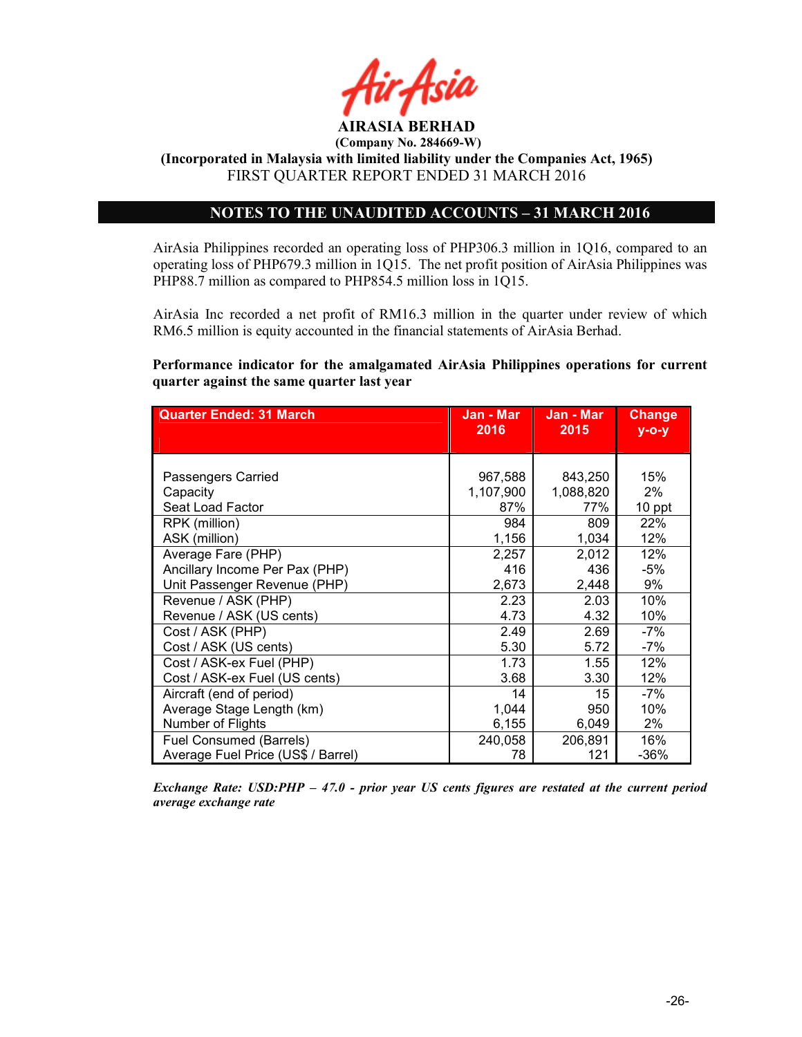**AIRASIA BERHAD**

**(Company No. 284669-W)**

**(Incorporated in Malaysia with limited liability under the Companies Act, 1965)**

FIRST QUARTER REPORT ENDED 31 MARCH 2016

## NOTES TO THE UNAUDITED ACCOUNTS – 31 MARCH 2016

AirAsia Philippines recorded an operating loss of PHP306.3 million in 1Q16, compared to an operating loss of PHP679.3 million in 1Q15. The net profit position of AirAsia Philippines was PHP88.7 million as compared to PHP854.5 million loss in 1Q15.

AirAsia Inc recorded a net profit of RM16.3 million in the quarter under review of which RM6.5 million is equity accounted in the financial statements of AirAsia Berhad.

**Performance indicator for the amalgamated AirAsia Philippines operations for current quarter against the same quarter last year**

| Quarter Ended: 31 March | Jan - Mar 2016 | Jan - Mar 2015 | Change y-o-y |
|---|---|---|---|
| Passengers Carried | 967,588 | 843,250 | 15% |
| Capacity | 1,107,900 | 1,088,820 | 2% |
| Seat Load Factor | 87% | 77% | 10 ppt |
| RPK (million) | 984 | 809 | 22% |
| ASK (million) | 1,156 | 1,034 | 12% |
| Average Fare (PHP) | 2,257 | 2,012 | 12% |
| Ancillary Income Per Pax (PHP) | 416 | 436 | -5% |
| Unit Passenger Revenue (PHP) | 2,673 | 2,448 | 9% |
| Revenue / ASK (PHP) | 2.23 | 2.03 | 10% |
| Revenue / ASK (US cents) | 4.73 | 4.32 | 10% |
| Cost / ASK (PHP) | 2.49 | 2.69 | -7% |
| Cost / ASK (US cents) | 5.30 | 5.72 | -7% |
| Cost / ASK-ex Fuel (PHP) | 1.73 | 1.55 | 12% |
| Cost / ASK-ex Fuel (US cents) | 3.68 | 3.30 | 12% |
| Aircraft (end of period) | 14 | 15 | -7% |
| Average Stage Length (km) | 1,044 | 950 | 10% |
| Number of Flights | 6,155 | 6,049 | 2% |
| Fuel Consumed (Barrels) | 240,058 | 206,891 | 16% |
| Average Fuel Price (US$ / Barrel) | 78 | 121 | -36% |

***Exchange Rate: USD:PHP – 47.0 - prior year US cents figures are restated at the current period average exchange rate***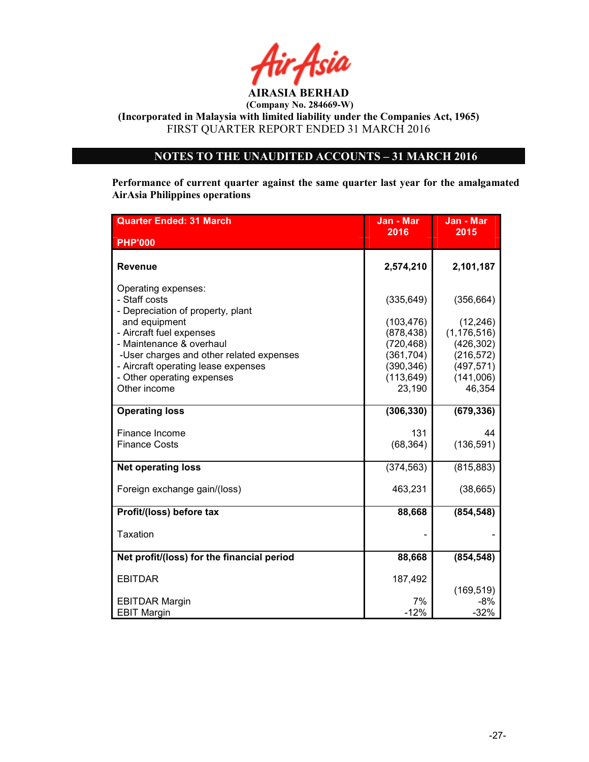AIRASIA BERHAD

(Company No. 284669-W)

(Incorporated in Malaysia with limited liability under the Companies Act, 1965)

FIRST QUARTER REPORT ENDED 31 MARCH 2016

## NOTES TO THE UNAUDITED ACCOUNTS – 31 MARCH 2016

**Performance of current quarter against the same quarter last year for the amalgamated AirAsia Philippines operations**

| Quarter Ended: 31 March<br>PHP'000 | Jan - Mar 2016 | Jan - Mar 2015 |
|---|---|---|
| **Revenue** | **2,574,210** | **2,101,187** |
| Operating expenses: | | |
| - Staff costs | (335,649) | (356,664) |
| - Depreciation of property, plant and equipment | (103,476) | (12,246) |
| - Aircraft fuel expenses | (878,438) | (1,176,516) |
| - Maintenance & overhaul | (720,468) | (426,302) |
| -User charges and other related expenses | (361,704) | (216,572) |
| - Aircraft operating lease expenses | (390,346) | (497,571) |
| - Other operating expenses | (113,649) | (141,006) |
| Other income | 23,190 | 46,354 |
| **Operating loss** | **(306,330)** | **(679,336)** |
| Finance Income | 131 | 44 |
| Finance Costs | (68,364) | (136,591) |
| **Net operating loss** | (374,563) | (815,883) |
| Foreign exchange gain/(loss) | 463,231 | (38,665) |
| **Profit/(loss) before tax** | **88,668** | **(854,548)** |
| Taxation | - | - |
| **Net profit/(loss) for the financial period** | **88,668** | **(854,548)** |
| EBITDAR | 187,492 | (169,519) |
| EBITDAR Margin | 7% | -8% |
| EBIT Margin | -12% | -32% |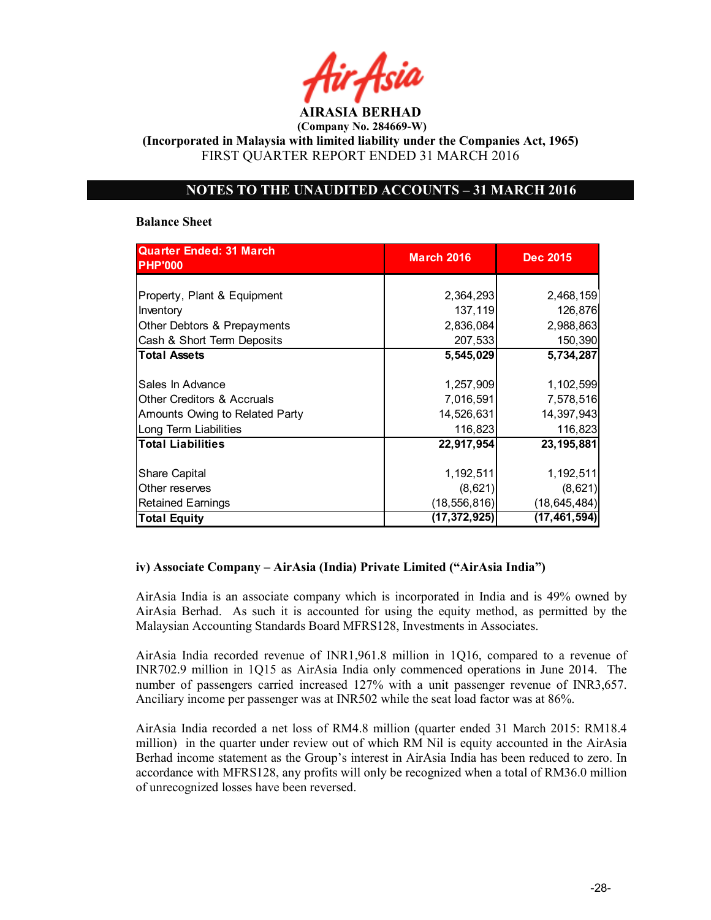**AIRASIA BERHAD**
**(Company No. 284669-W)**
**(Incorporated in Malaysia with limited liability under the Companies Act, 1965)**
FIRST QUARTER REPORT ENDED 31 MARCH 2016

## NOTES TO THE UNAUDITED ACCOUNTS – 31 MARCH 2016

**Balance Sheet**

| Quarter Ended: 31 March PHP'000 | March 2016 | Dec 2015 |
|---|---|---|
| Property, Plant & Equipment | 2,364,293 | 2,468,159 |
| Inventory | 137,119 | 126,876 |
| Other Debtors & Prepayments | 2,836,084 | 2,988,863 |
| Cash & Short Term Deposits | 207,533 | 150,390 |
| **Total Assets** | **5,545,029** | **5,734,287** |
| Sales In Advance | 1,257,909 | 1,102,599 |
| Other Creditors & Accruals | 7,016,591 | 7,578,516 |
| Amounts Owing to Related Party | 14,526,631 | 14,397,943 |
| Long Term Liabilities | 116,823 | 116,823 |
| **Total Liabilities** | **22,917,954** | **23,195,881** |
| Share Capital | 1,192,511 | 1,192,511 |
| Other reserves | (8,621) | (8,621) |
| Retained Earnings | (18,556,816) | (18,645,484) |
| **Total Equity** | **(17,372,925)** | **(17,461,594)** |

**iv) Associate Company – AirAsia (India) Private Limited ("AirAsia India")**

AirAsia India is an associate company which is incorporated in India and is 49% owned by AirAsia Berhad. As such it is accounted for using the equity method, as permitted by the Malaysian Accounting Standards Board MFRS128, Investments in Associates.

AirAsia India recorded revenue of INR1,961.8 million in 1Q16, compared to a revenue of INR702.9 million in 1Q15 as AirAsia India only commenced operations in June 2014. The number of passengers carried increased 127% with a unit passenger revenue of INR3,657. Anciliary income per passenger was at INR502 while the seat load factor was at 86%.

AirAsia India recorded a net loss of RM4.8 million (quarter ended 31 March 2015: RM18.4 million) in the quarter under review out of which RM Nil is equity accounted in the AirAsia Berhad income statement as the Group's interest in AirAsia India has been reduced to zero. In accordance with MFRS128, any profits will only be recognized when a total of RM36.0 million of unrecognized losses have been reversed.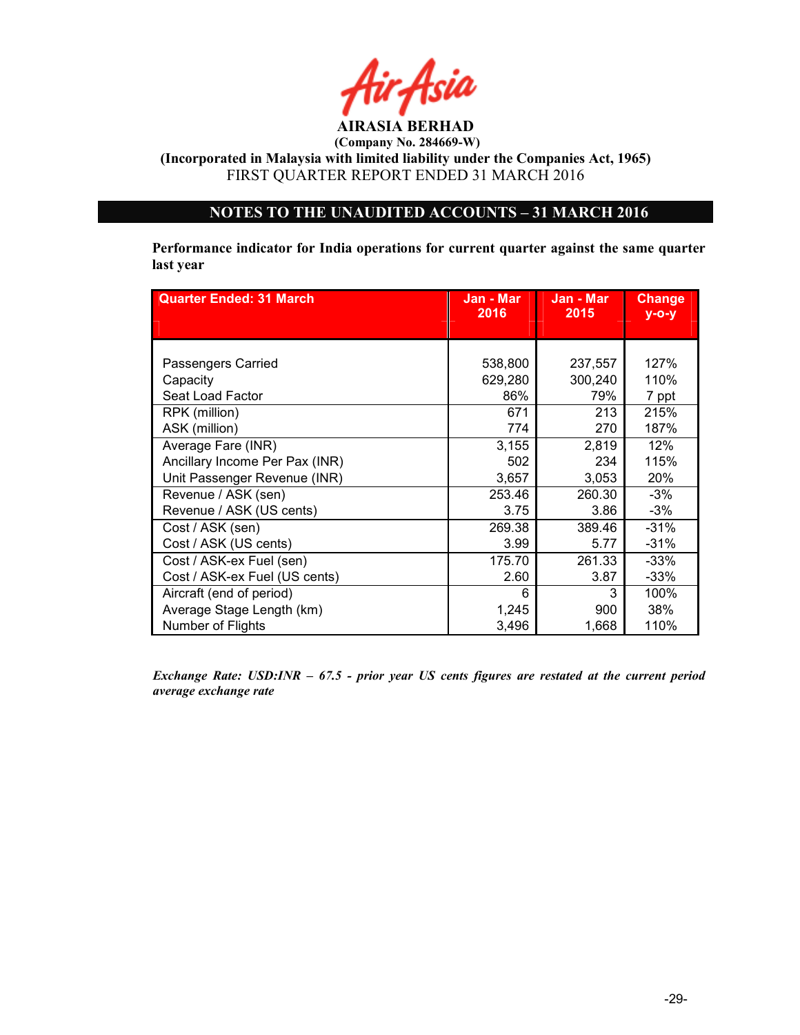**AIRASIA BERHAD**

**(Company No. 284669-W)**

**(Incorporated in Malaysia with limited liability under the Companies Act, 1965)**

FIRST QUARTER REPORT ENDED 31 MARCH 2016

## NOTES TO THE UNAUDITED ACCOUNTS – 31 MARCH 2016

**Performance indicator for India operations for current quarter against the same quarter last year**

| Quarter Ended: 31 March | Jan - Mar 2016 | Jan - Mar 2015 | Change y-o-y |
|---|---|---|---|
| Passengers Carried | 538,800 | 237,557 | 127% |
| Capacity | 629,280 | 300,240 | 110% |
| Seat Load Factor | 86% | 79% | 7 ppt |
| RPK (million) | 671 | 213 | 215% |
| ASK (million) | 774 | 270 | 187% |
| Average Fare (INR) | 3,155 | 2,819 | 12% |
| Ancillary Income Per Pax (INR) | 502 | 234 | 115% |
| Unit Passenger Revenue (INR) | 3,657 | 3,053 | 20% |
| Revenue / ASK (sen) | 253.46 | 260.30 | -3% |
| Revenue / ASK (US cents) | 3.75 | 3.86 | -3% |
| Cost / ASK (sen) | 269.38 | 389.46 | -31% |
| Cost / ASK (US cents) | 3.99 | 5.77 | -31% |
| Cost / ASK-ex Fuel (sen) | 175.70 | 261.33 | -33% |
| Cost / ASK-ex Fuel (US cents) | 2.60 | 3.87 | -33% |
| Aircraft (end of period) | 6 | 3 | 100% |
| Average Stage Length (km) | 1,245 | 900 | 38% |
| Number of Flights | 3,496 | 1,668 | 110% |

***Exchange Rate: USD:INR – 67.5 - prior year US cents figures are restated at the current period average exchange rate***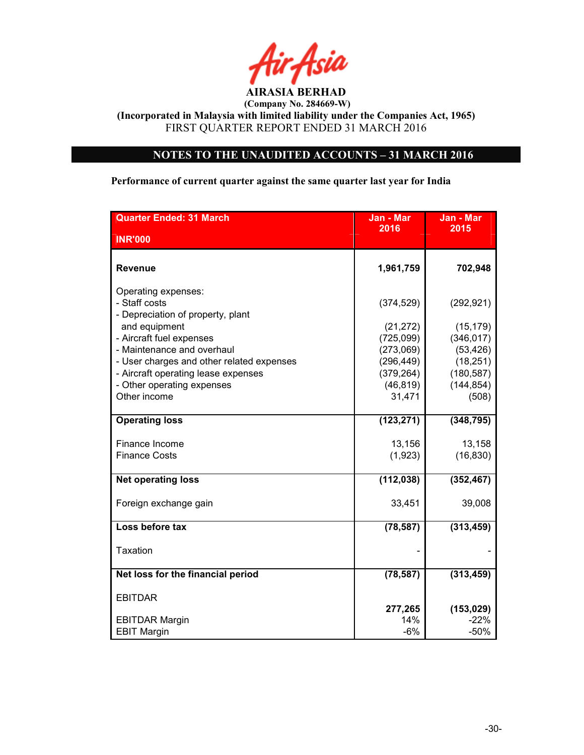**AIRASIA BERHAD**
**(Company No. 284669-W)**
**(Incorporated in Malaysia with limited liability under the Companies Act, 1965)**
FIRST QUARTER REPORT ENDED 31 MARCH 2016

## NOTES TO THE UNAUDITED ACCOUNTS – 31 MARCH 2016

**Performance of current quarter against the same quarter last year for India**

| Quarter Ended: 31 March<br>INR'000 | Jan - Mar 2016 | Jan - Mar 2015 |
|---|---|---|
| **Revenue** | **1,961,759** | **702,948** |
| Operating expenses: | | |
| - Staff costs | (374,529) | (292,921) |
| - Depreciation of property, plant and equipment | (21,272) | (15,179) |
| - Aircraft fuel expenses | (725,099) | (346,017) |
| - Maintenance and overhaul | (273,069) | (53,426) |
| - User charges and other related expenses | (296,449) | (18,251) |
| - Aircraft operating lease expenses | (379,264) | (180,587) |
| - Other operating expenses | (46,819) | (144,854) |
| Other income | 31,471 | (508) |
| **Operating loss** | **(123,271)** | **(348,795)** |
| Finance Income | 13,156 | 13,158 |
| Finance Costs | (1,923) | (16,830) |
| **Net operating loss** | **(112,038)** | **(352,467)** |
| Foreign exchange gain | 33,451 | 39,008 |
| **Loss before tax** | **(78,587)** | **(313,459)** |
| Taxation | - | - |
| **Net loss for the financial period** | **(78,587)** | **(313,459)** |
| EBITDAR | **277,265** | **(153,029)** |
| EBITDAR Margin | 14% | -22% |
| EBIT Margin | -6% | -50% |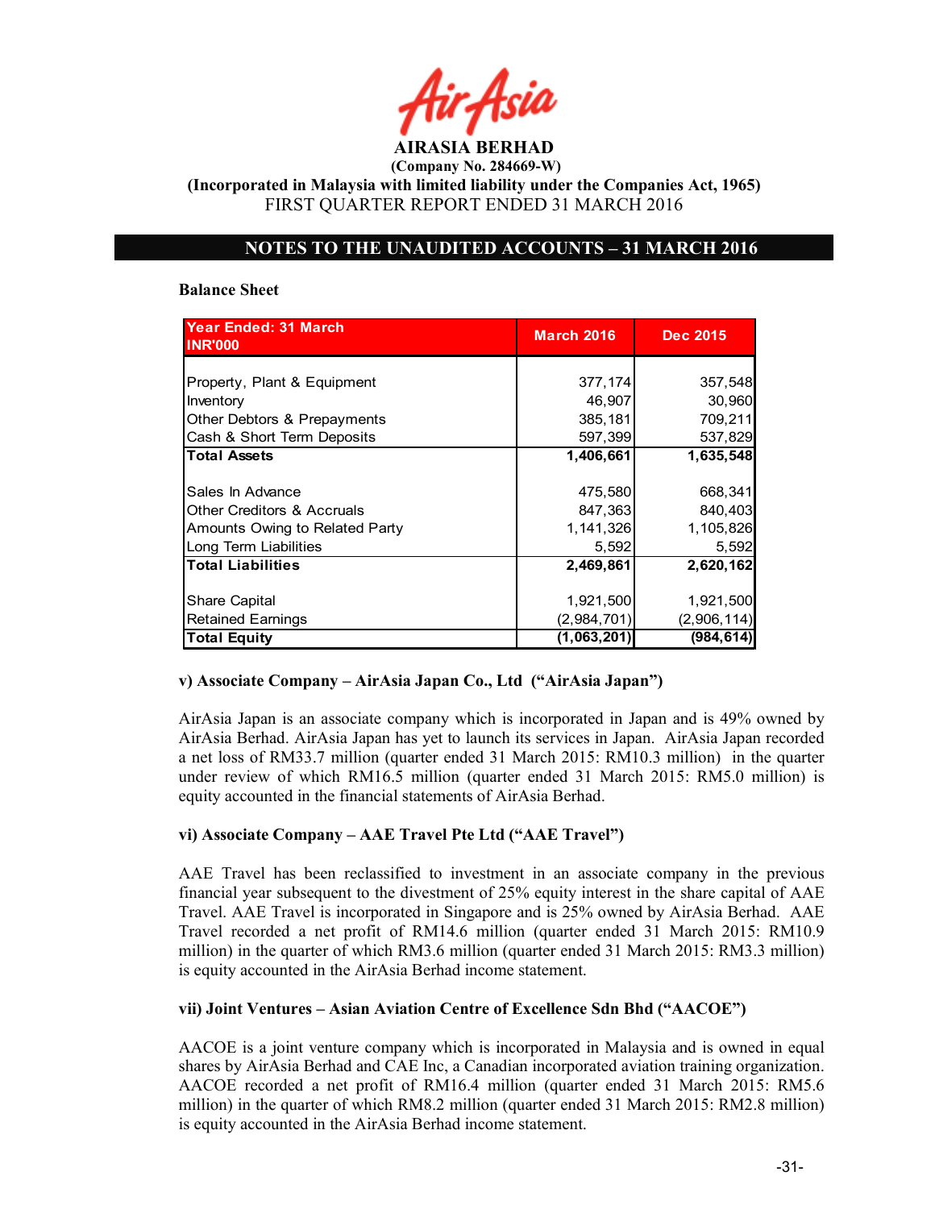**AIRASIA BERHAD**
**(Company No. 284669-W)**
**(Incorporated in Malaysia with limited liability under the Companies Act, 1965)**
FIRST QUARTER REPORT ENDED 31 MARCH 2016

## NOTES TO THE UNAUDITED ACCOUNTS – 31 MARCH 2016

**Balance Sheet**

| Year Ended: 31 March<br>INR'000 | March 2016 | Dec 2015 |
|---|---|---|
| Property, Plant & Equipment | 377,174 | 357,548 |
| Inventory | 46,907 | 30,960 |
| Other Debtors & Prepayments | 385,181 | 709,211 |
| Cash & Short Term Deposits | 597,399 | 537,829 |
| **Total Assets** | **1,406,661** | **1,635,548** |
| Sales In Advance | 475,580 | 668,341 |
| Other Creditors & Accruals | 847,363 | 840,403 |
| Amounts Owing to Related Party | 1,141,326 | 1,105,826 |
| Long Term Liabilities | 5,592 | 5,592 |
| **Total Liabilities** | **2,469,861** | **2,620,162** |
| Share Capital | 1,921,500 | 1,921,500 |
| Retained Earnings | (2,984,701) | (2,906,114) |
| **Total Equity** | **(1,063,201)** | **(984,614)** |

**v) Associate Company – AirAsia Japan Co., Ltd ("AirAsia Japan")**

AirAsia Japan is an associate company which is incorporated in Japan and is 49% owned by AirAsia Berhad. AirAsia Japan has yet to launch its services in Japan. AirAsia Japan recorded a net loss of RM33.7 million (quarter ended 31 March 2015: RM10.3 million) in the quarter under review of which RM16.5 million (quarter ended 31 March 2015: RM5.0 million) is equity accounted in the financial statements of AirAsia Berhad.

**vi) Associate Company – AAE Travel Pte Ltd ("AAE Travel")**

AAE Travel has been reclassified to investment in an associate company in the previous financial year subsequent to the divestment of 25% equity interest in the share capital of AAE Travel. AAE Travel is incorporated in Singapore and is 25% owned by AirAsia Berhad. AAE Travel recorded a net profit of RM14.6 million (quarter ended 31 March 2015: RM10.9 million) in the quarter of which RM3.6 million (quarter ended 31 March 2015: RM3.3 million) is equity accounted in the AirAsia Berhad income statement.

**vii) Joint Ventures – Asian Aviation Centre of Excellence Sdn Bhd ("AACOE")**

AACOE is a joint venture company which is incorporated in Malaysia and is owned in equal shares by AirAsia Berhad and CAE Inc, a Canadian incorporated aviation training organization. AACOE recorded a net profit of RM16.4 million (quarter ended 31 March 2015: RM5.6 million) in the quarter of which RM8.2 million (quarter ended 31 March 2015: RM2.8 million) is equity accounted in the AirAsia Berhad income statement.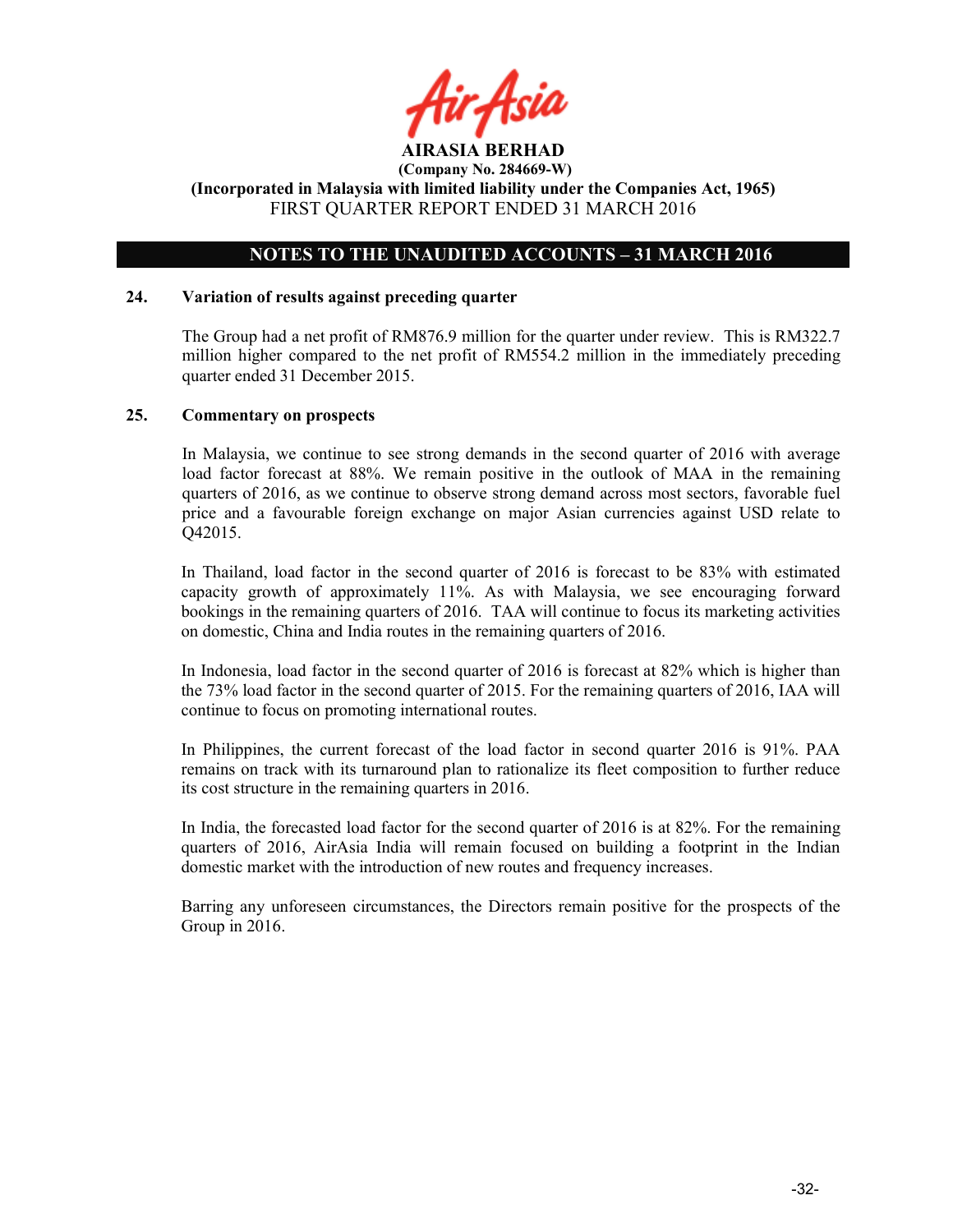# AIRASIA BERHAD

**(Company No. 284669-W)**

**(Incorporated in Malaysia with limited liability under the Companies Act, 1965)**

FIRST QUARTER REPORT ENDED 31 MARCH 2016

## NOTES TO THE UNAUDITED ACCOUNTS – 31 MARCH 2016

### 24. Variation of results against preceding quarter

The Group had a net profit of RM876.9 million for the quarter under review. This is RM322.7 million higher compared to the net profit of RM554.2 million in the immediately preceding quarter ended 31 December 2015.

### 25. Commentary on prospects

In Malaysia, we continue to see strong demands in the second quarter of 2016 with average load factor forecast at 88%. We remain positive in the outlook of MAA in the remaining quarters of 2016, as we continue to observe strong demand across most sectors, favorable fuel price and a favourable foreign exchange on major Asian currencies against USD relate to Q42015.

In Thailand, load factor in the second quarter of 2016 is forecast to be 83% with estimated capacity growth of approximately 11%. As with Malaysia, we see encouraging forward bookings in the remaining quarters of 2016. TAA will continue to focus its marketing activities on domestic, China and India routes in the remaining quarters of 2016.

In Indonesia, load factor in the second quarter of 2016 is forecast at 82% which is higher than the 73% load factor in the second quarter of 2015. For the remaining quarters of 2016, IAA will continue to focus on promoting international routes.

In Philippines, the current forecast of the load factor in second quarter 2016 is 91%. PAA remains on track with its turnaround plan to rationalize its fleet composition to further reduce its cost structure in the remaining quarters in 2016.

In India, the forecasted load factor for the second quarter of 2016 is at 82%. For the remaining quarters of 2016, AirAsia India will remain focused on building a footprint in the Indian domestic market with the introduction of new routes and frequency increases.

Barring any unforeseen circumstances, the Directors remain positive for the prospects of the Group in 2016.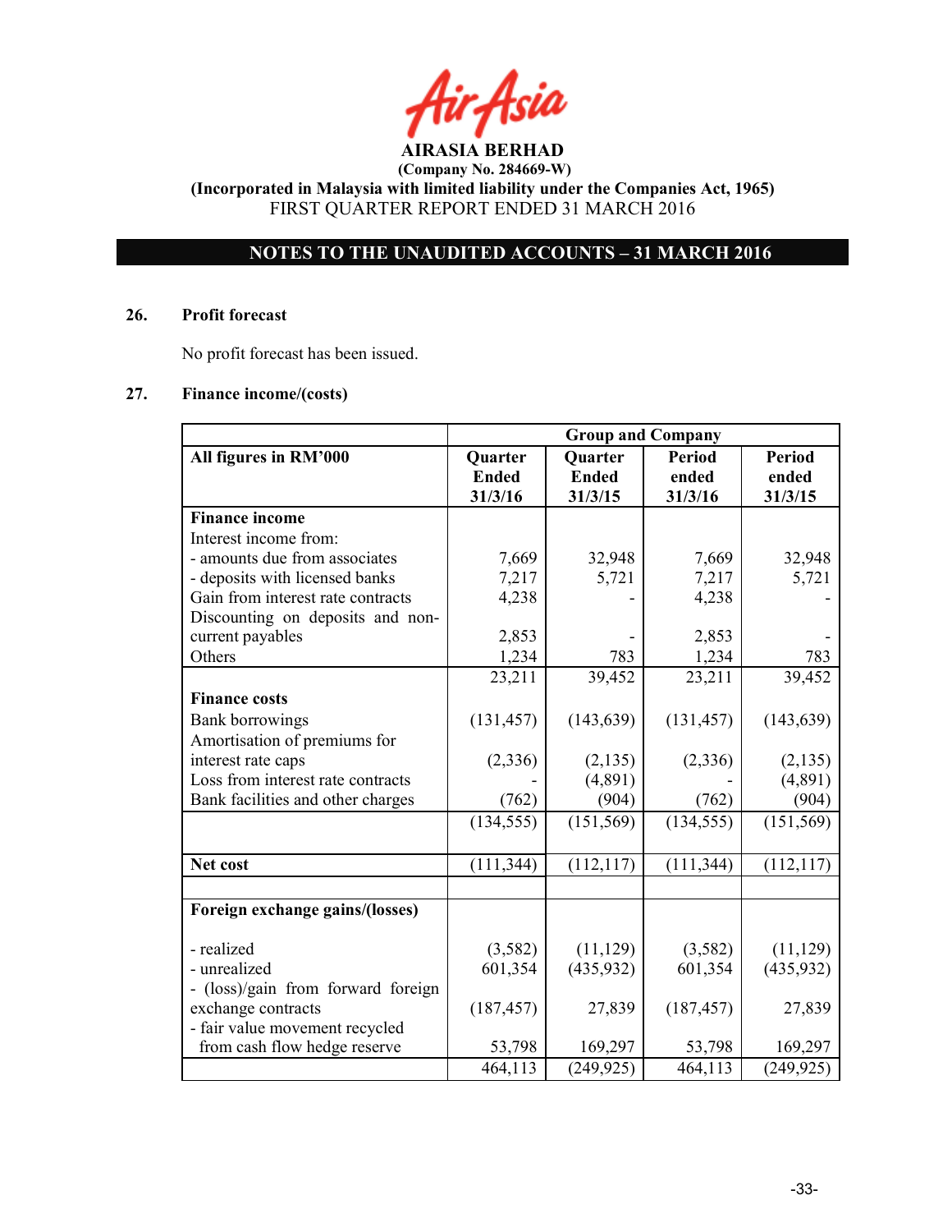AIRASIA BERHAD

(Company No. 284669-W)

(Incorporated in Malaysia with limited liability under the Companies Act, 1965)

FIRST QUARTER REPORT ENDED 31 MARCH 2016

## NOTES TO THE UNAUDITED ACCOUNTS – 31 MARCH 2016

### 26. Profit forecast

No profit forecast has been issued.

### 27. Finance income/(costs)

| | Group and Company | | | |
|---|---|---|---|---|
| **All figures in RM'000** | **Quarter Ended 31/3/16** | **Quarter Ended 31/3/15** | **Period ended 31/3/16** | **Period ended 31/3/15** |
| **Finance income** | | | | |
| Interest income from: | | | | |
| - amounts due from associates | 7,669 | 32,948 | 7,669 | 32,948 |
| - deposits with licensed banks | 7,217 | 5,721 | 7,217 | 5,721 |
| Gain from interest rate contracts | 4,238 | - | 4,238 | - |
| Discounting on deposits and non-current payables | 2,853 | - | 2,853 | - |
| Others | 1,234 | 783 | 1,234 | 783 |
| | 23,211 | 39,452 | 23,211 | 39,452 |
| **Finance costs** | | | | |
| Bank borrowings | (131,457) | (143,639) | (131,457) | (143,639) |
| Amortisation of premiums for interest rate caps | (2,336) | (2,135) | (2,336) | (2,135) |
| Loss from interest rate contracts | - | (4,891) | - | (4,891) |
| Bank facilities and other charges | (762) | (904) | (762) | (904) |
| | (134,555) | (151,569) | (134,555) | (151,569) |
| **Net cost** | (111,344) | (112,117) | (111,344) | (112,117) |
| | | | | |
| **Foreign exchange gains/(losses)** | | | | |
| - realized | (3,582) | (11,129) | (3,582) | (11,129) |
| - unrealized | 601,354 | (435,932) | 601,354 | (435,932) |
| - (loss)/gain from forward foreign exchange contracts | (187,457) | 27,839 | (187,457) | 27,839 |
| - fair value movement recycled from cash flow hedge reserve | 53,798 | 169,297 | 53,798 | 169,297 |
| | 464,113 | (249,925) | 464,113 | (249,925) |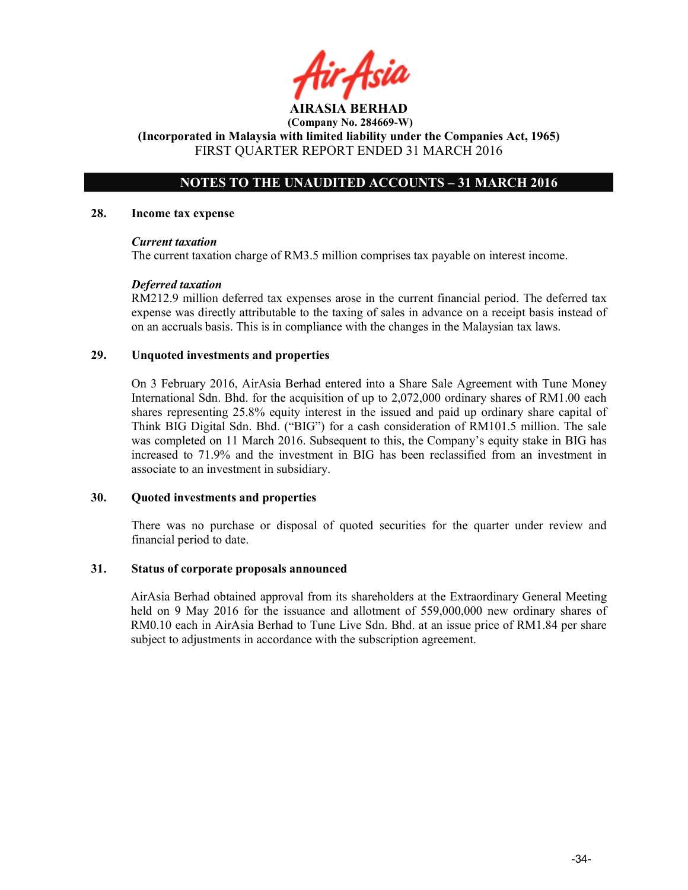AIRASIA BERHAD
(Company No. 284669-W)
(Incorporated in Malaysia with limited liability under the Companies Act, 1965)
FIRST QUARTER REPORT ENDED 31 MARCH 2016

## NOTES TO THE UNAUDITED ACCOUNTS – 31 MARCH 2016

### 28. Income tax expense

***Current taxation***

The current taxation charge of RM3.5 million comprises tax payable on interest income.

***Deferred taxation***

RM212.9 million deferred tax expenses arose in the current financial period. The deferred tax expense was directly attributable to the taxing of sales in advance on a receipt basis instead of on an accruals basis. This is in compliance with the changes in the Malaysian tax laws.

### 29. Unquoted investments and properties

On 3 February 2016, AirAsia Berhad entered into a Share Sale Agreement with Tune Money International Sdn. Bhd. for the acquisition of up to 2,072,000 ordinary shares of RM1.00 each shares representing 25.8% equity interest in the issued and paid up ordinary share capital of Think BIG Digital Sdn. Bhd. ("BIG") for a cash consideration of RM101.5 million. The sale was completed on 11 March 2016. Subsequent to this, the Company's equity stake in BIG has increased to 71.9% and the investment in BIG has been reclassified from an investment in associate to an investment in subsidiary.

### 30. Quoted investments and properties

There was no purchase or disposal of quoted securities for the quarter under review and financial period to date.

### 31. Status of corporate proposals announced

AirAsia Berhad obtained approval from its shareholders at the Extraordinary General Meeting held on 9 May 2016 for the issuance and allotment of 559,000,000 new ordinary shares of RM0.10 each in AirAsia Berhad to Tune Live Sdn. Bhd. at an issue price of RM1.84 per share subject to adjustments in accordance with the subscription agreement.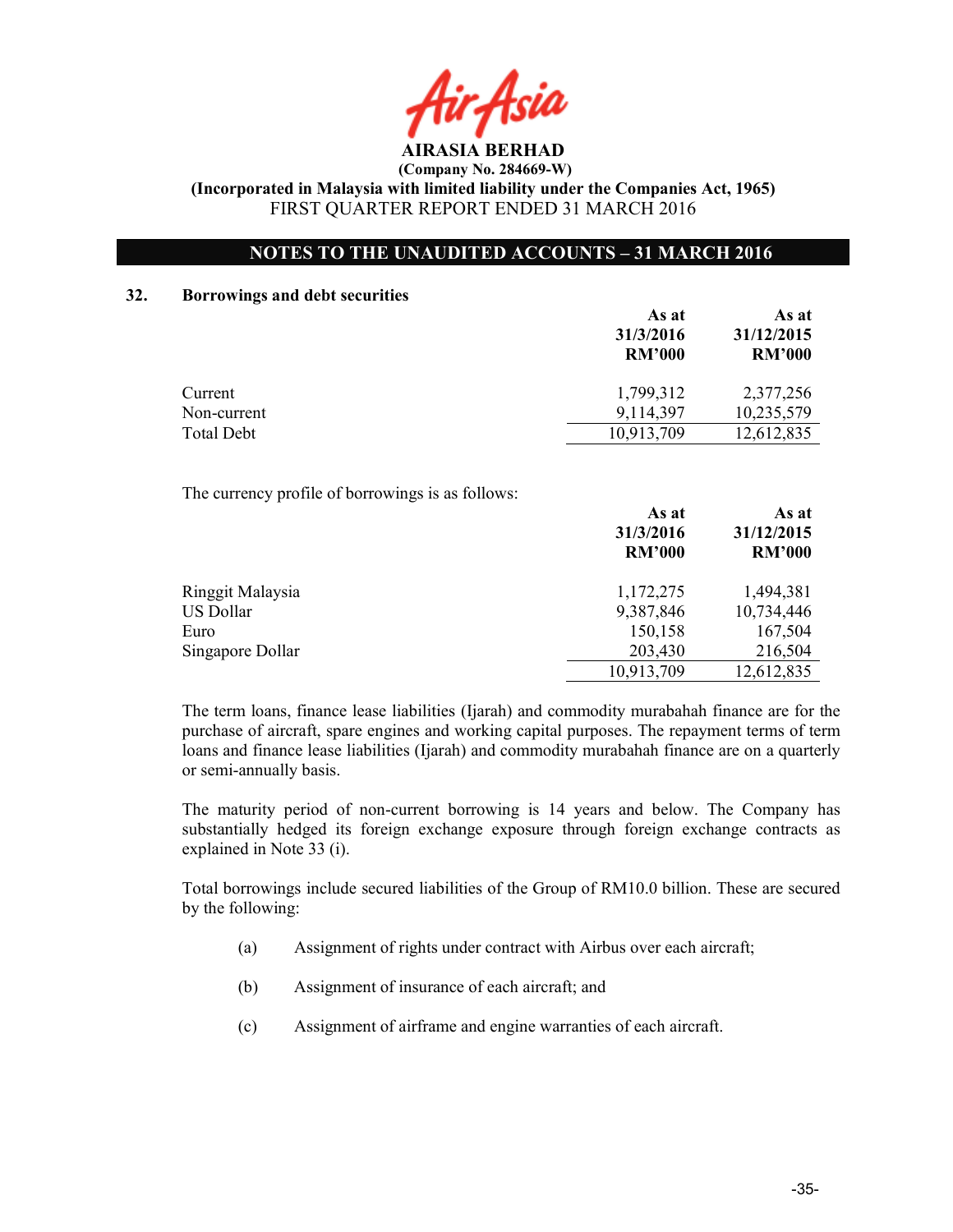**AIRASIA BERHAD**
**(Company No. 284669-W)**
**(Incorporated in Malaysia with limited liability under the Companies Act, 1965)**
FIRST QUARTER REPORT ENDED 31 MARCH 2016

**NOTES TO THE UNAUDITED ACCOUNTS – 31 MARCH 2016**

## 32. Borrowings and debt securities

| | As at 31/3/2016 RM'000 | As at 31/12/2015 RM'000 |
|---|---|---|
| Current | 1,799,312 | 2,377,256 |
| Non-current | 9,114,397 | 10,235,579 |
| Total Debt | 10,913,709 | 12,612,835 |

The currency profile of borrowings is as follows:

| | As at 31/3/2016 RM'000 | As at 31/12/2015 RM'000 |
|---|---|---|
| Ringgit Malaysia | 1,172,275 | 1,494,381 |
| US Dollar | 9,387,846 | 10,734,446 |
| Euro | 150,158 | 167,504 |
| Singapore Dollar | 203,430 | 216,504 |
| | 10,913,709 | 12,612,835 |

The term loans, finance lease liabilities (Ijarah) and commodity murabahah finance are for the purchase of aircraft, spare engines and working capital purposes. The repayment terms of term loans and finance lease liabilities (Ijarah) and commodity murabahah finance are on a quarterly or semi-annually basis.

The maturity period of non-current borrowing is 14 years and below. The Company has substantially hedged its foreign exchange exposure through foreign exchange contracts as explained in Note 33 (i).

Total borrowings include secured liabilities of the Group of RM10.0 billion. These are secured by the following:

(a) Assignment of rights under contract with Airbus over each aircraft;

(b) Assignment of insurance of each aircraft; and

(c) Assignment of airframe and engine warranties of each aircraft.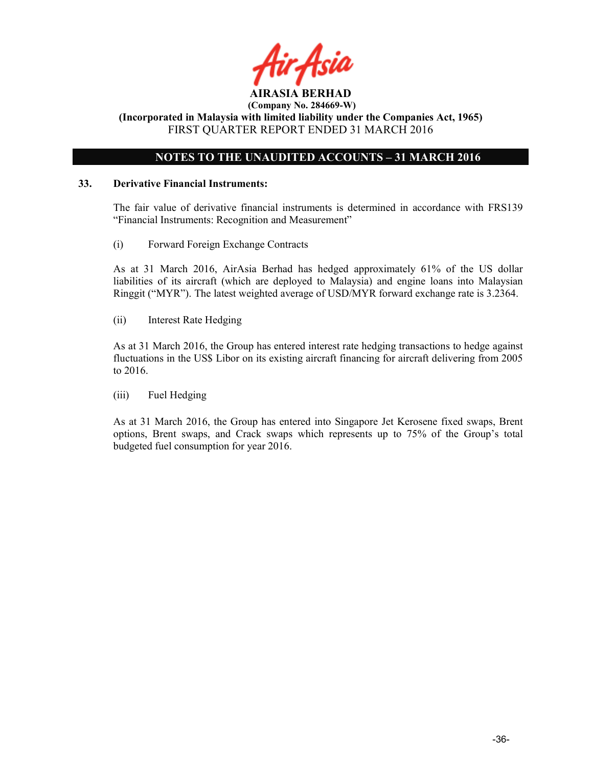**AIRASIA BERHAD**

**(Company No. 284669-W)**

**(Incorporated in Malaysia with limited liability under the Companies Act, 1965)**

FIRST QUARTER REPORT ENDED 31 MARCH 2016

## NOTES TO THE UNAUDITED ACCOUNTS – 31 MARCH 2016

### 33. Derivative Financial Instruments:

The fair value of derivative financial instruments is determined in accordance with FRS139 "Financial Instruments: Recognition and Measurement"

(i) Forward Foreign Exchange Contracts

As at 31 March 2016, AirAsia Berhad has hedged approximately 61% of the US dollar liabilities of its aircraft (which are deployed to Malaysia) and engine loans into Malaysian Ringgit ("MYR"). The latest weighted average of USD/MYR forward exchange rate is 3.2364.

(ii) Interest Rate Hedging

As at 31 March 2016, the Group has entered interest rate hedging transactions to hedge against fluctuations in the US$ Libor on its existing aircraft financing for aircraft delivering from 2005 to 2016.

(iii) Fuel Hedging

As at 31 March 2016, the Group has entered into Singapore Jet Kerosene fixed swaps, Brent options, Brent swaps, and Crack swaps which represents up to 75% of the Group's total budgeted fuel consumption for year 2016.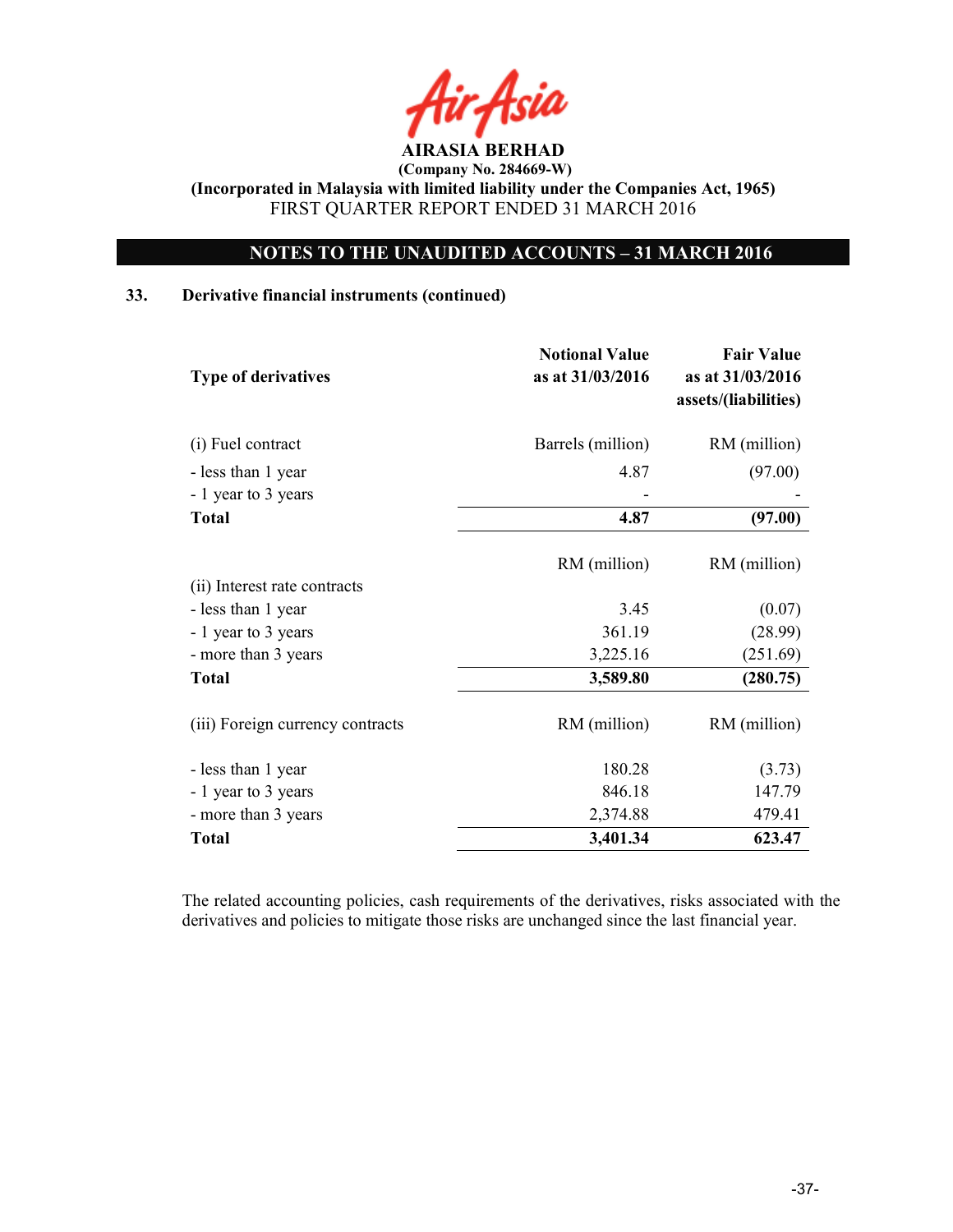AIRASIA BERHAD

(Company No. 284669-W)

(Incorporated in Malaysia with limited liability under the Companies Act, 1965)

FIRST QUARTER REPORT ENDED 31 MARCH 2016

## NOTES TO THE UNAUDITED ACCOUNTS – 31 MARCH 2016

### 33. Derivative financial instruments (continued)

| Type of derivatives | Notional Value as at 31/03/2016 | Fair Value as at 31/03/2016 assets/(liabilities) |
|---|---|---|
| (i) Fuel contract | Barrels (million) | RM (million) |
| - less than 1 year | 4.87 | (97.00) |
| - 1 year to 3 years | - | - |
| **Total** | **4.87** | **(97.00)** |
| | RM (million) | RM (million) |
| (ii) Interest rate contracts | | |
| - less than 1 year | 3.45 | (0.07) |
| - 1 year to 3 years | 361.19 | (28.99) |
| - more than 3 years | 3,225.16 | (251.69) |
| **Total** | **3,589.80** | **(280.75)** |
| (iii) Foreign currency contracts | RM (million) | RM (million) |
| - less than 1 year | 180.28 | (3.73) |
| - 1 year to 3 years | 846.18 | 147.79 |
| - more than 3 years | 2,374.88 | 479.41 |
| **Total** | **3,401.34** | **623.47** |

The related accounting policies, cash requirements of the derivatives, risks associated with the derivatives and policies to mitigate those risks are unchanged since the last financial year.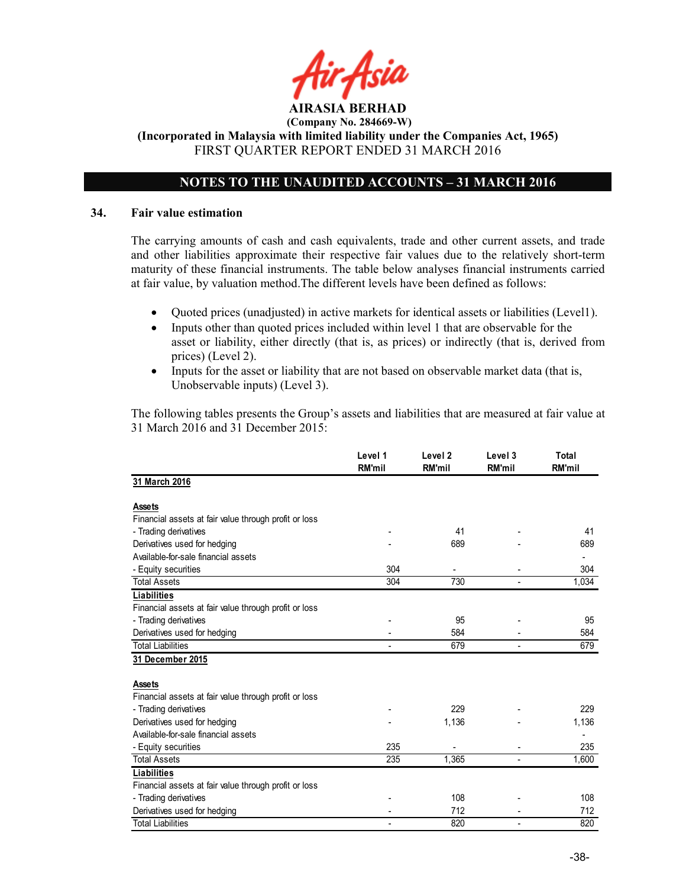AIRASIA BERHAD

(Company No. 284669-W)

(Incorporated in Malaysia with limited liability under the Companies Act, 1965)

FIRST QUARTER REPORT ENDED 31 MARCH 2016

## NOTES TO THE UNAUDITED ACCOUNTS – 31 MARCH 2016

### 34. Fair value estimation

The carrying amounts of cash and cash equivalents, trade and other current assets, and trade and other liabilities approximate their respective fair values due to the relatively short-term maturity of these financial instruments. The table below analyses financial instruments carried at fair value, by valuation method.The different levels have been defined as follows:

- Quoted prices (unadjusted) in active markets for identical assets or liabilities (Level1).
- Inputs other than quoted prices included within level 1 that are observable for the asset or liability, either directly (that is, as prices) or indirectly (that is, derived from prices) (Level 2).
- Inputs for the asset or liability that are not based on observable market data (that is, Unobservable inputs) (Level 3).

The following tables presents the Group's assets and liabilities that are measured at fair value at 31 March 2016 and 31 December 2015:

| | Level 1 RM'mil | Level 2 RM'mil | Level 3 RM'mil | Total RM'mil |
|---|---|---|---|---|
| **31 March 2016** | | | | |
| **Assets** | | | | |
| Financial assets at fair value through profit or loss | | | | |
| - Trading derivatives | - | 41 | - | 41 |
| Derivatives used for hedging | - | 689 | - | 689 |
| Available-for-sale financial assets | | | | - |
| - Equity securities | 304 | - | - | 304 |
| Total Assets | 304 | 730 | - | 1,034 |
| **Liabilities** | | | | |
| Financial assets at fair value through profit or loss | | | | |
| - Trading derivatives | - | 95 | - | 95 |
| Derivatives used for hedging | - | 584 | - | 584 |
| Total Liabilities | - | 679 | - | 679 |
| **31 December 2015** | | | | |
| **Assets** | | | | |
| Financial assets at fair value through profit or loss | | | | |
| - Trading derivatives | - | 229 | - | 229 |
| Derivatives used for hedging | - | 1,136 | - | 1,136 |
| Available-for-sale financial assets | | | | - |
| - Equity securities | 235 | - | - | 235 |
| Total Assets | 235 | 1,365 | - | 1,600 |
| **Liabilities** | | | | |
| Financial assets at fair value through profit or loss | | | | |
| - Trading derivatives | - | 108 | - | 108 |
| Derivatives used for hedging | - | 712 | - | 712 |
| Total Liabilities | - | 820 | - | 820 |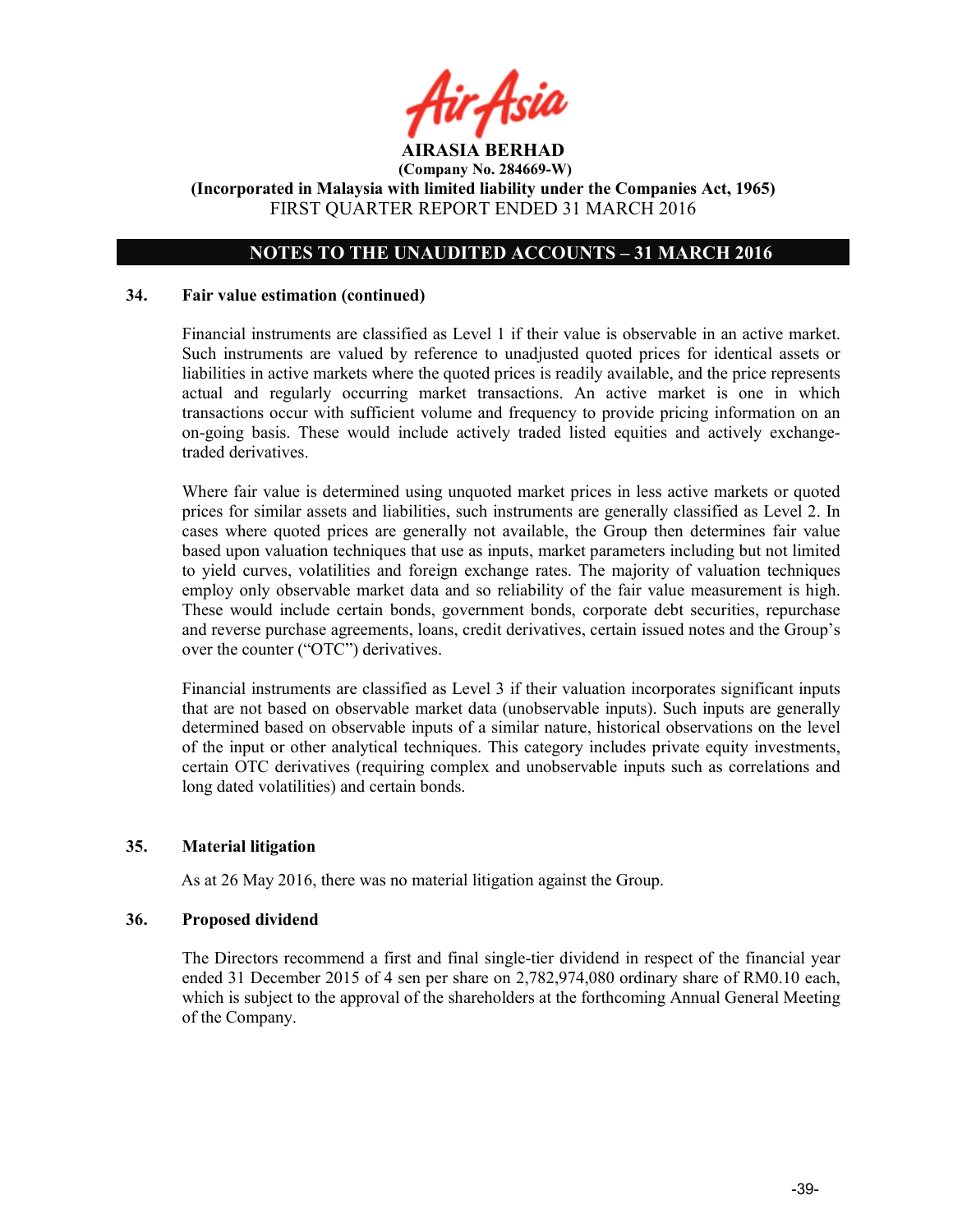**AIRASIA BERHAD**
**(Company No. 284669-W)**
**(Incorporated in Malaysia with limited liability under the Companies Act, 1965)**
FIRST QUARTER REPORT ENDED 31 MARCH 2016

## NOTES TO THE UNAUDITED ACCOUNTS – 31 MARCH 2016

### 34. Fair value estimation (continued)

Financial instruments are classified as Level 1 if their value is observable in an active market. Such instruments are valued by reference to unadjusted quoted prices for identical assets or liabilities in active markets where the quoted prices is readily available, and the price represents actual and regularly occurring market transactions. An active market is one in which transactions occur with sufficient volume and frequency to provide pricing information on an on-going basis. These would include actively traded listed equities and actively exchange-traded derivatives.

Where fair value is determined using unquoted market prices in less active markets or quoted prices for similar assets and liabilities, such instruments are generally classified as Level 2. In cases where quoted prices are generally not available, the Group then determines fair value based upon valuation techniques that use as inputs, market parameters including but not limited to yield curves, volatilities and foreign exchange rates. The majority of valuation techniques employ only observable market data and so reliability of the fair value measurement is high. These would include certain bonds, government bonds, corporate debt securities, repurchase and reverse purchase agreements, loans, credit derivatives, certain issued notes and the Group's over the counter ("OTC") derivatives.

Financial instruments are classified as Level 3 if their valuation incorporates significant inputs that are not based on observable market data (unobservable inputs). Such inputs are generally determined based on observable inputs of a similar nature, historical observations on the level of the input or other analytical techniques. This category includes private equity investments, certain OTC derivatives (requiring complex and unobservable inputs such as correlations and long dated volatilities) and certain bonds.

### 35. Material litigation

As at 26 May 2016, there was no material litigation against the Group.

### 36. Proposed dividend

The Directors recommend a first and final single-tier dividend in respect of the financial year ended 31 December 2015 of 4 sen per share on 2,782,974,080 ordinary share of RM0.10 each, which is subject to the approval of the shareholders at the forthcoming Annual General Meeting of the Company.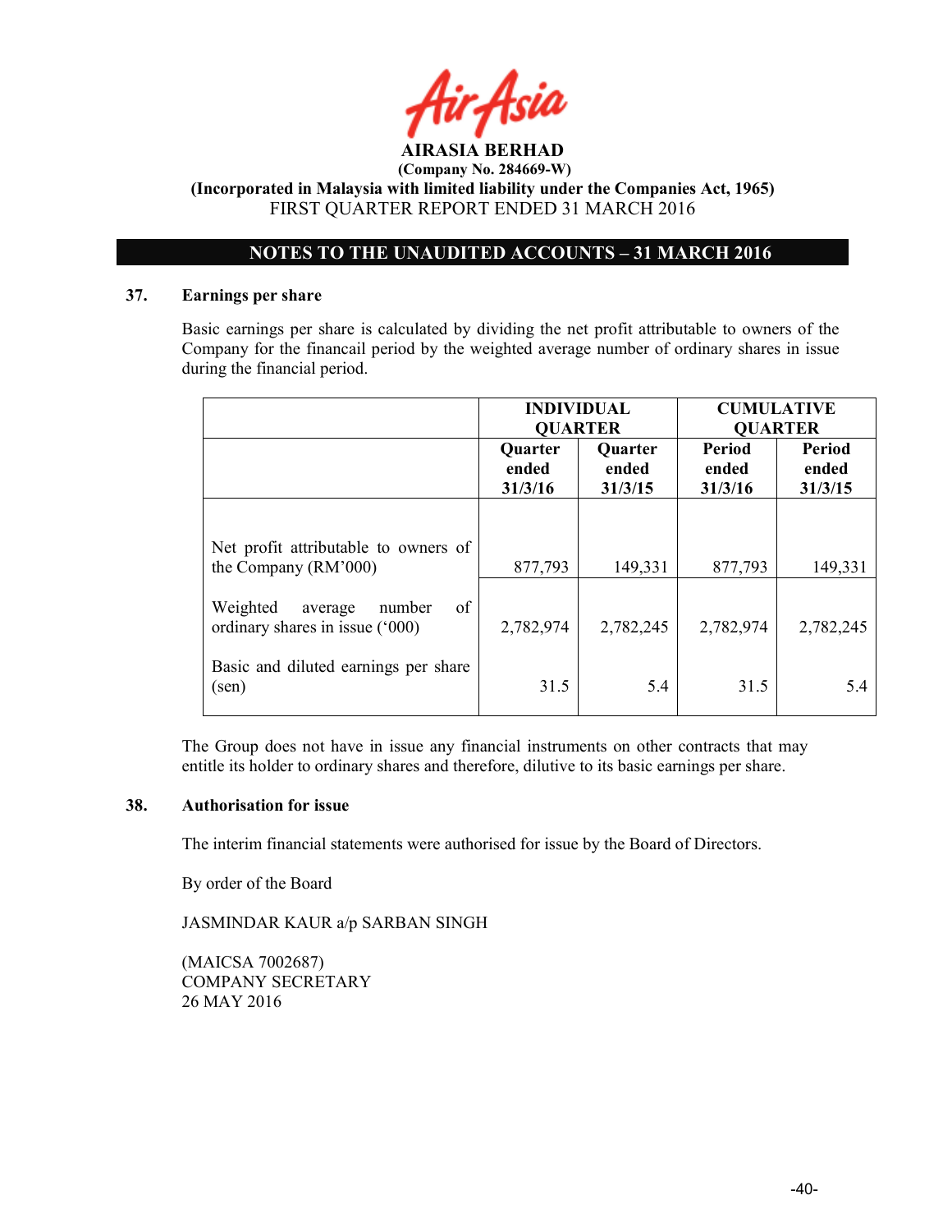AIRASIA BERHAD

(Company No. 284669-W)

(Incorporated in Malaysia with limited liability under the Companies Act, 1965)

FIRST QUARTER REPORT ENDED 31 MARCH 2016

## NOTES TO THE UNAUDITED ACCOUNTS – 31 MARCH 2016

### 37. Earnings per share

Basic earnings per share is calculated by dividing the net profit attributable to owners of the Company for the financail period by the weighted average number of ordinary shares in issue during the financial period.

| | INDIVIDUAL QUARTER | | CUMULATIVE QUARTER | |
|---|---|---|---|---|
| | Quarter ended 31/3/16 | Quarter ended 31/3/15 | Period ended 31/3/16 | Period ended 31/3/15 |
| Net profit attributable to owners of the Company (RM'000) | 877,793 | 149,331 | 877,793 | 149,331 |
| Weighted average number of ordinary shares in issue ('000) | 2,782,974 | 2,782,245 | 2,782,974 | 2,782,245 |
| Basic and diluted earnings per share (sen) | 31.5 | 5.4 | 31.5 | 5.4 |

The Group does not have in issue any financial instruments on other contracts that may entitle its holder to ordinary shares and therefore, dilutive to its basic earnings per share.

### 38. Authorisation for issue

The interim financial statements were authorised for issue by the Board of Directors.

By order of the Board

JASMINDAR KAUR a/p SARBAN SINGH

(MAICSA 7002687)
COMPANY SECRETARY
26 MAY 2016